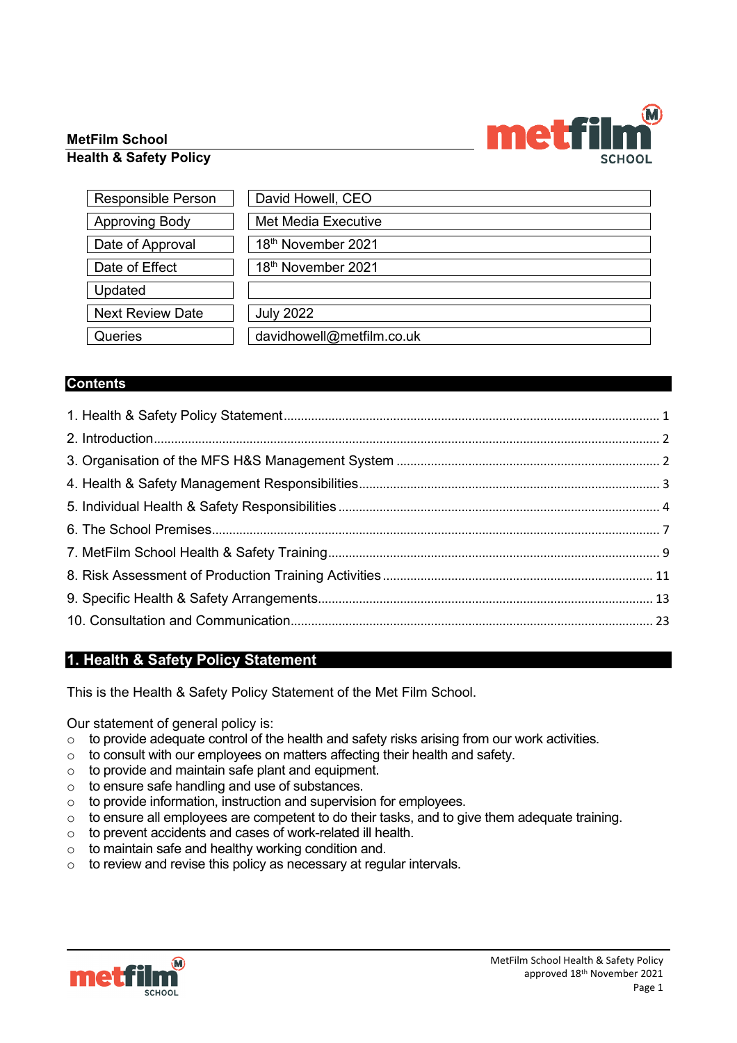**MetFilm School**
**Health & Safety Policy**

| | |
|---|---|
| Responsible Person | David Howell, CEO |
| Approving Body | Met Media Executive |
| Date of Approval | 18th November 2021 |
| Date of Effect | 18th November 2021 |
| Updated | |
| Next Review Date | July 2022 |
| Queries | davidhowell@metfilm.co.uk |

## Contents

1. Health & Safety Policy Statement ..... 1
2. Introduction ..... 2
3. Organisation of the MFS H&S Management System ..... 2
4. Health & Safety Management Responsibilities ..... 3
5. Individual Health & Safety Responsibilities ..... 4
6. The School Premises ..... 7
7. MetFilm School Health & Safety Training ..... 9
8. Risk Assessment of Production Training Activities ..... 11
9. Specific Health & Safety Arrangements ..... 13
10. Consultation and Communication ..... 23

## 1. Health & Safety Policy Statement

This is the Health & Safety Policy Statement of the Met Film School.

Our statement of general policy is:

- to provide adequate control of the health and safety risks arising from our work activities.
- to consult with our employees on matters affecting their health and safety.
- to provide and maintain safe plant and equipment.
- to ensure safe handling and use of substances.
- to provide information, instruction and supervision for employees.
- to ensure all employees are competent to do their tasks, and to give them adequate training.
- to prevent accidents and cases of work-related ill health.
- to maintain safe and healthy working condition and.
- to review and revise this policy as necessary at regular intervals.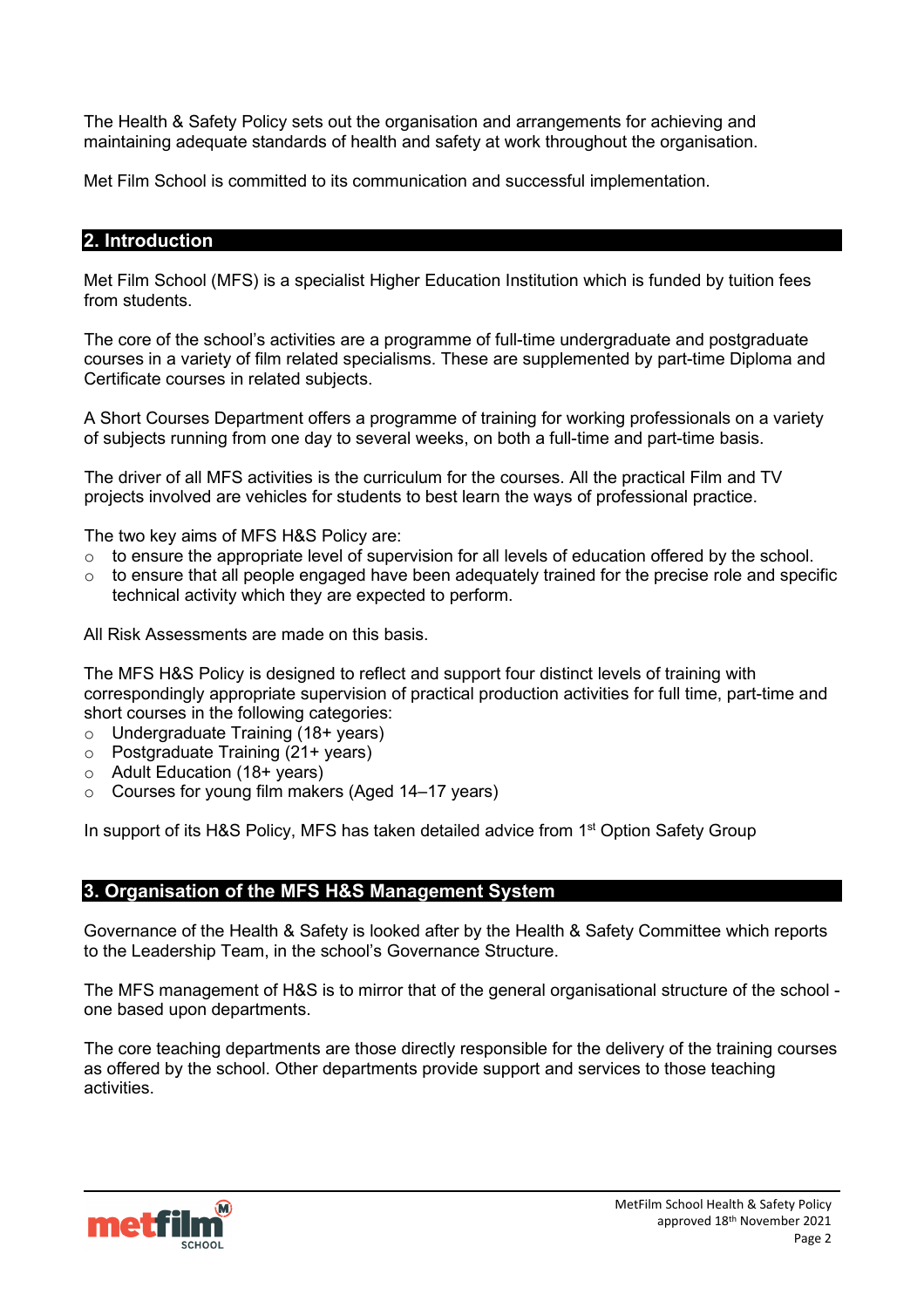The Health & Safety Policy sets out the organisation and arrangements for achieving and maintaining adequate standards of health and safety at work throughout the organisation.

Met Film School is committed to its communication and successful implementation.

## 2. Introduction

Met Film School (MFS) is a specialist Higher Education Institution which is funded by tuition fees from students.

The core of the school's activities are a programme of full-time undergraduate and postgraduate courses in a variety of film related specialisms. These are supplemented by part-time Diploma and Certificate courses in related subjects.

A Short Courses Department offers a programme of training for working professionals on a variety of subjects running from one day to several weeks, on both a full-time and part-time basis.

The driver of all MFS activities is the curriculum for the courses. All the practical Film and TV projects involved are vehicles for students to best learn the ways of professional practice.

The two key aims of MFS H&S Policy are:

- to ensure the appropriate level of supervision for all levels of education offered by the school.
- to ensure that all people engaged have been adequately trained for the precise role and specific technical activity which they are expected to perform.

All Risk Assessments are made on this basis.

The MFS H&S Policy is designed to reflect and support four distinct levels of training with correspondingly appropriate supervision of practical production activities for full time, part-time and short courses in the following categories:

- Undergraduate Training (18+ years)
- Postgraduate Training (21+ years)
- Adult Education (18+ years)
- Courses for young film makers (Aged 14–17 years)

In support of its H&S Policy, MFS has taken detailed advice from 1st Option Safety Group

## 3. Organisation of the MFS H&S Management System

Governance of the Health & Safety is looked after by the Health & Safety Committee which reports to the Leadership Team, in the school's Governance Structure.

The MFS management of H&S is to mirror that of the general organisational structure of the school - one based upon departments.

The core teaching departments are those directly responsible for the delivery of the training courses as offered by the school. Other departments provide support and services to those teaching activities.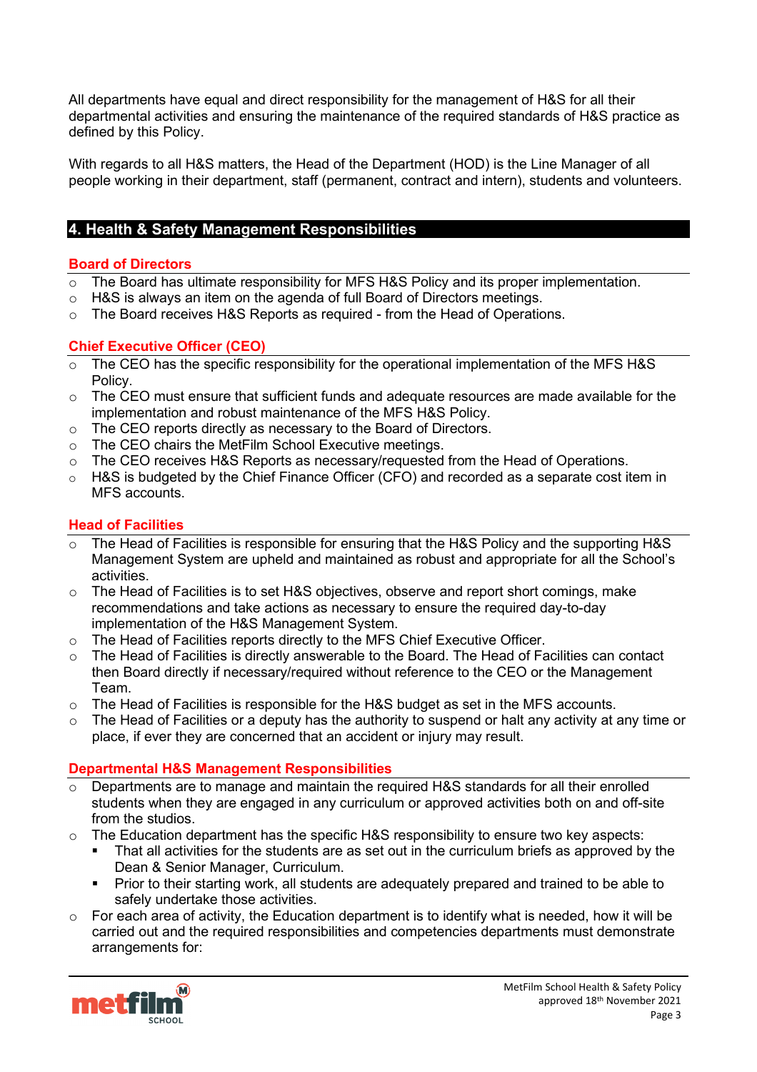All departments have equal and direct responsibility for the management of H&S for all their departmental activities and ensuring the maintenance of the required standards of H&S practice as defined by this Policy.

With regards to all H&S matters, the Head of the Department (HOD) is the Line Manager of all people working in their department, staff (permanent, contract and intern), students and volunteers.

## 4. Health & Safety Management Responsibilities

### Board of Directors

- The Board has ultimate responsibility for MFS H&S Policy and its proper implementation.
- H&S is always an item on the agenda of full Board of Directors meetings.
- The Board receives H&S Reports as required - from the Head of Operations.

### Chief Executive Officer (CEO)

- The CEO has the specific responsibility for the operational implementation of the MFS H&S Policy.
- The CEO must ensure that sufficient funds and adequate resources are made available for the implementation and robust maintenance of the MFS H&S Policy.
- The CEO reports directly as necessary to the Board of Directors.
- The CEO chairs the MetFilm School Executive meetings.
- The CEO receives H&S Reports as necessary/requested from the Head of Operations.
- H&S is budgeted by the Chief Finance Officer (CFO) and recorded as a separate cost item in MFS accounts.

### Head of Facilities

- The Head of Facilities is responsible for ensuring that the H&S Policy and the supporting H&S Management System are upheld and maintained as robust and appropriate for all the School's activities.
- The Head of Facilities is to set H&S objectives, observe and report short comings, make recommendations and take actions as necessary to ensure the required day-to-day implementation of the H&S Management System.
- The Head of Facilities reports directly to the MFS Chief Executive Officer.
- The Head of Facilities is directly answerable to the Board. The Head of Facilities can contact then Board directly if necessary/required without reference to the CEO or the Management Team.
- The Head of Facilities is responsible for the H&S budget as set in the MFS accounts.
- The Head of Facilities or a deputy has the authority to suspend or halt any activity at any time or place, if ever they are concerned that an accident or injury may result.

### Departmental H&S Management Responsibilities

- Departments are to manage and maintain the required H&S standards for all their enrolled students when they are engaged in any curriculum or approved activities both on and off-site from the studios.
- The Education department has the specific H&S responsibility to ensure two key aspects:
  - That all activities for the students are as set out in the curriculum briefs as approved by the Dean & Senior Manager, Curriculum.
  - Prior to their starting work, all students are adequately prepared and trained to be able to safely undertake those activities.
- For each area of activity, the Education department is to identify what is needed, how it will be carried out and the required responsibilities and competencies departments must demonstrate arrangements for: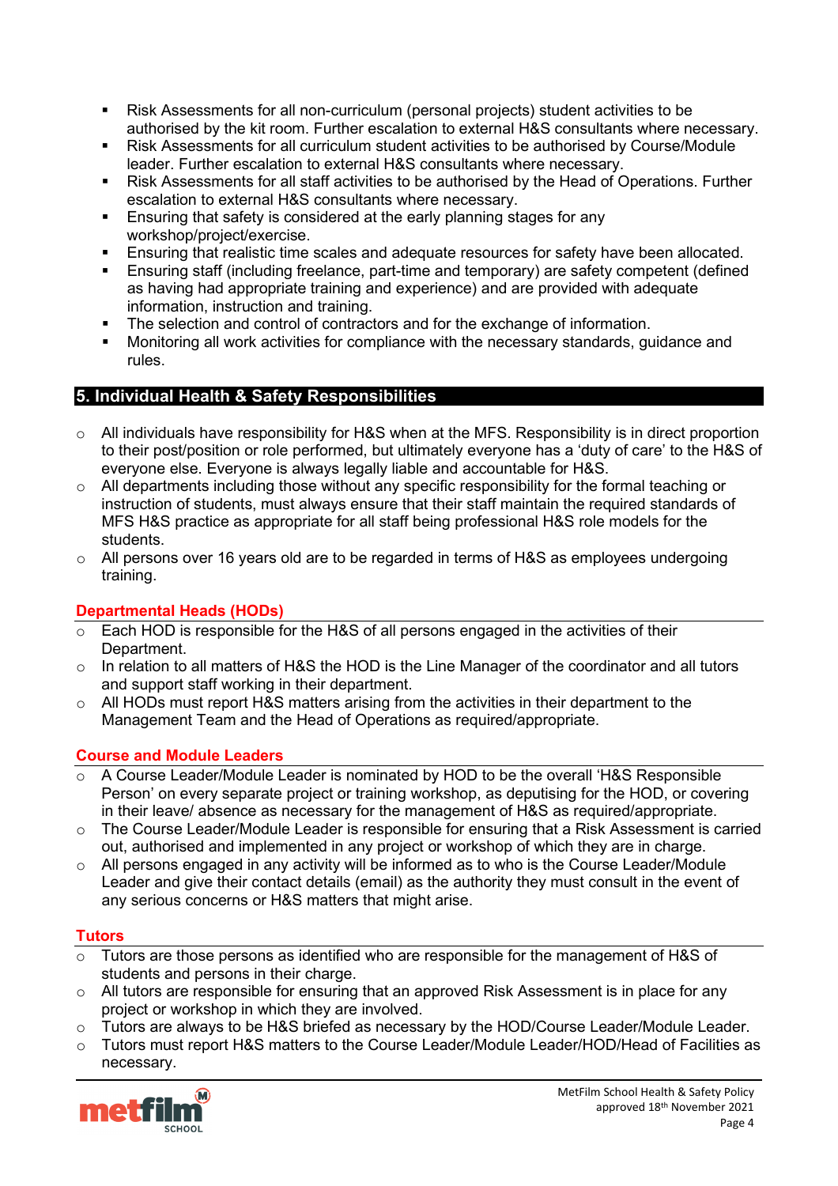- Risk Assessments for all non-curriculum (personal projects) student activities to be authorised by the kit room. Further escalation to external H&S consultants where necessary.
- Risk Assessments for all curriculum student activities to be authorised by Course/Module leader. Further escalation to external H&S consultants where necessary.
- Risk Assessments for all staff activities to be authorised by the Head of Operations. Further escalation to external H&S consultants where necessary.
- Ensuring that safety is considered at the early planning stages for any workshop/project/exercise.
- Ensuring that realistic time scales and adequate resources for safety have been allocated.
- Ensuring staff (including freelance, part-time and temporary) are safety competent (defined as having had appropriate training and experience) and are provided with adequate information, instruction and training.
- The selection and control of contractors and for the exchange of information.
- Monitoring all work activities for compliance with the necessary standards, guidance and rules.

## 5. Individual Health & Safety Responsibilities

- All individuals have responsibility for H&S when at the MFS. Responsibility is in direct proportion to their post/position or role performed, but ultimately everyone has a 'duty of care' to the H&S of everyone else. Everyone is always legally liable and accountable for H&S.
- All departments including those without any specific responsibility for the formal teaching or instruction of students, must always ensure that their staff maintain the required standards of MFS H&S practice as appropriate for all staff being professional H&S role models for the students.
- All persons over 16 years old are to be regarded in terms of H&S as employees undergoing training.

### Departmental Heads (HODs)

- Each HOD is responsible for the H&S of all persons engaged in the activities of their Department.
- In relation to all matters of H&S the HOD is the Line Manager of the coordinator and all tutors and support staff working in their department.
- All HODs must report H&S matters arising from the activities in their department to the Management Team and the Head of Operations as required/appropriate.

### Course and Module Leaders

- A Course Leader/Module Leader is nominated by HOD to be the overall 'H&S Responsible Person' on every separate project or training workshop, as deputising for the HOD, or covering in their leave/ absence as necessary for the management of H&S as required/appropriate.
- The Course Leader/Module Leader is responsible for ensuring that a Risk Assessment is carried out, authorised and implemented in any project or workshop of which they are in charge.
- All persons engaged in any activity will be informed as to who is the Course Leader/Module Leader and give their contact details (email) as the authority they must consult in the event of any serious concerns or H&S matters that might arise.

### Tutors

- Tutors are those persons as identified who are responsible for the management of H&S of students and persons in their charge.
- All tutors are responsible for ensuring that an approved Risk Assessment is in place for any project or workshop in which they are involved.
- Tutors are always to be H&S briefed as necessary by the HOD/Course Leader/Module Leader.
- Tutors must report H&S matters to the Course Leader/Module Leader/HOD/Head of Facilities as necessary.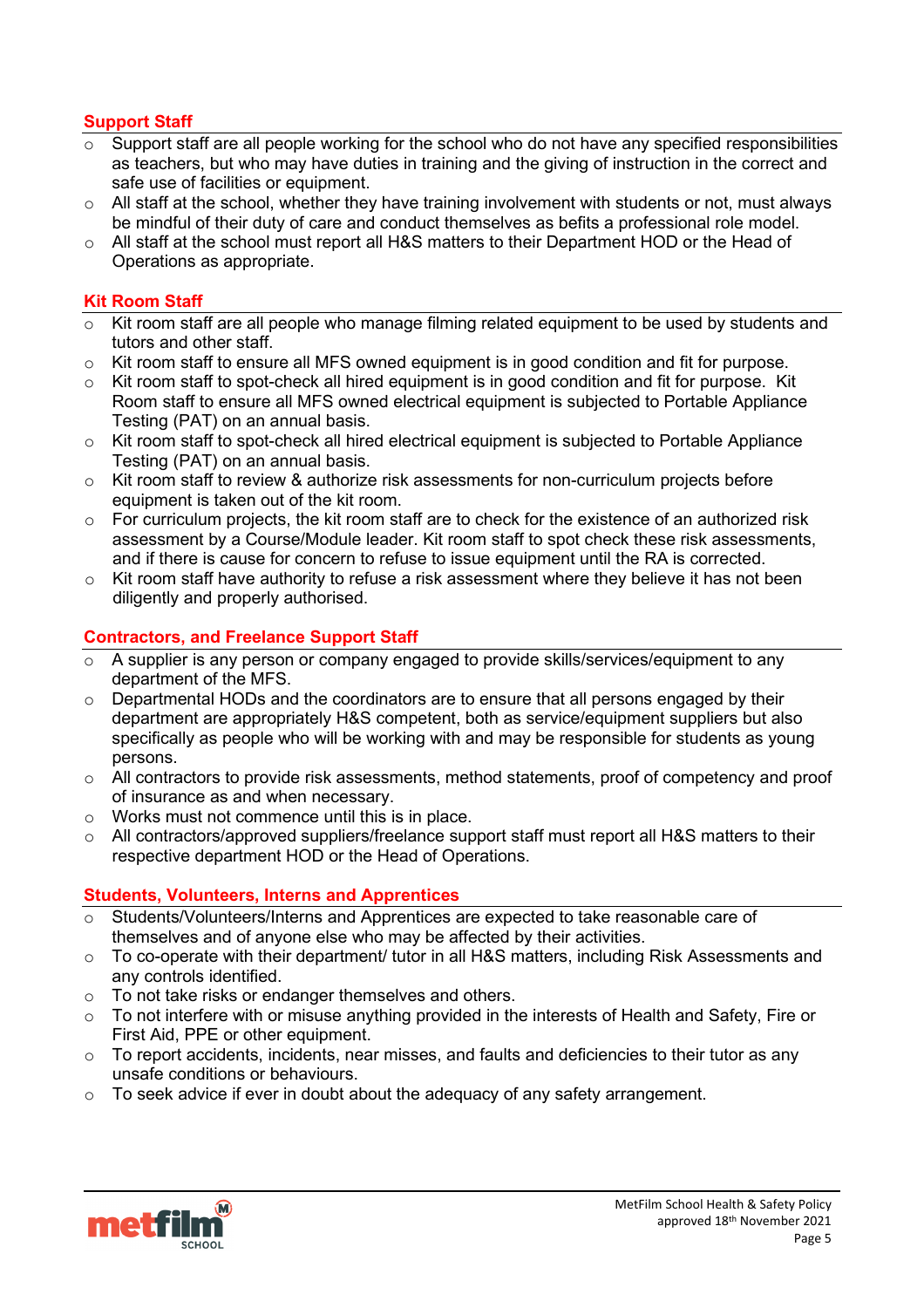## Support Staff

- Support staff are all people working for the school who do not have any specified responsibilities as teachers, but who may have duties in training and the giving of instruction in the correct and safe use of facilities or equipment.
- All staff at the school, whether they have training involvement with students or not, must always be mindful of their duty of care and conduct themselves as befits a professional role model.
- All staff at the school must report all H&S matters to their Department HOD or the Head of Operations as appropriate.

## Kit Room Staff

- Kit room staff are all people who manage filming related equipment to be used by students and tutors and other staff.
- Kit room staff to ensure all MFS owned equipment is in good condition and fit for purpose.
- Kit room staff to spot-check all hired equipment is in good condition and fit for purpose. Kit Room staff to ensure all MFS owned electrical equipment is subjected to Portable Appliance Testing (PAT) on an annual basis.
- Kit room staff to spot-check all hired electrical equipment is subjected to Portable Appliance Testing (PAT) on an annual basis.
- Kit room staff to review & authorize risk assessments for non-curriculum projects before equipment is taken out of the kit room.
- For curriculum projects, the kit room staff are to check for the existence of an authorized risk assessment by a Course/Module leader. Kit room staff to spot check these risk assessments, and if there is cause for concern to refuse to issue equipment until the RA is corrected.
- Kit room staff have authority to refuse a risk assessment where they believe it has not been diligently and properly authorised.

## Contractors, and Freelance Support Staff

- A supplier is any person or company engaged to provide skills/services/equipment to any department of the MFS.
- Departmental HODs and the coordinators are to ensure that all persons engaged by their department are appropriately H&S competent, both as service/equipment suppliers but also specifically as people who will be working with and may be responsible for students as young persons.
- All contractors to provide risk assessments, method statements, proof of competency and proof of insurance as and when necessary.
- Works must not commence until this is in place.
- All contractors/approved suppliers/freelance support staff must report all H&S matters to their respective department HOD or the Head of Operations.

## Students, Volunteers, Interns and Apprentices

- Students/Volunteers/Interns and Apprentices are expected to take reasonable care of themselves and of anyone else who may be affected by their activities.
- To co-operate with their department/ tutor in all H&S matters, including Risk Assessments and any controls identified.
- To not take risks or endanger themselves and others.
- To not interfere with or misuse anything provided in the interests of Health and Safety, Fire or First Aid, PPE or other equipment.
- To report accidents, incidents, near misses, and faults and deficiencies to their tutor as any unsafe conditions or behaviours.
- To seek advice if ever in doubt about the adequacy of any safety arrangement.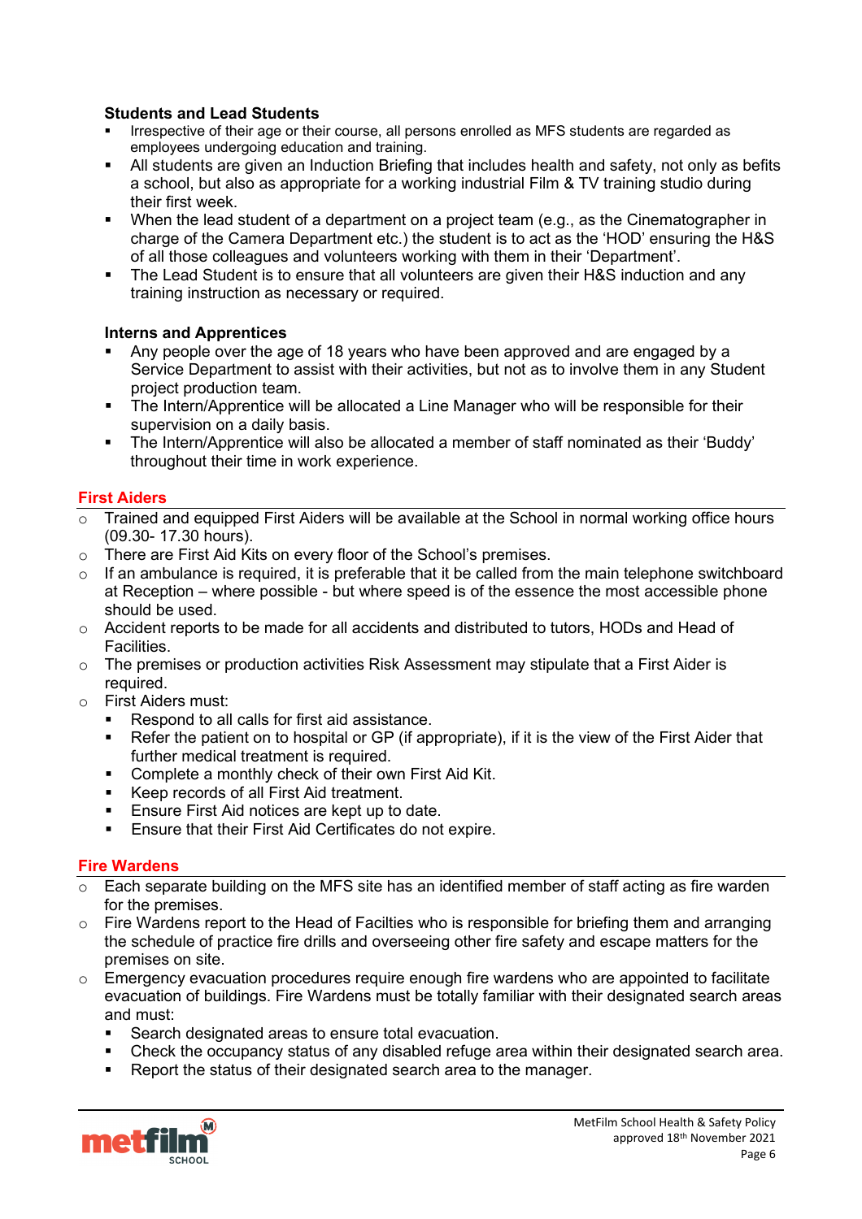### Students and Lead Students

- Irrespective of their age or their course, all persons enrolled as MFS students are regarded as employees undergoing education and training.
- All students are given an Induction Briefing that includes health and safety, not only as befits a school, but also as appropriate for a working industrial Film & TV training studio during their first week.
- When the lead student of a department on a project team (e.g., as the Cinematographer in charge of the Camera Department etc.) the student is to act as the 'HOD' ensuring the H&S of all those colleagues and volunteers working with them in their 'Department'.
- The Lead Student is to ensure that all volunteers are given their H&S induction and any training instruction as necessary or required.

### Interns and Apprentices

- Any people over the age of 18 years who have been approved and are engaged by a Service Department to assist with their activities, but not as to involve them in any Student project production team.
- The Intern/Apprentice will be allocated a Line Manager who will be responsible for their supervision on a daily basis.
- The Intern/Apprentice will also be allocated a member of staff nominated as their 'Buddy' throughout their time in work experience.

## First Aiders

- Trained and equipped First Aiders will be available at the School in normal working office hours (09.30- 17.30 hours).
- There are First Aid Kits on every floor of the School's premises.
- If an ambulance is required, it is preferable that it be called from the main telephone switchboard at Reception – where possible - but where speed is of the essence the most accessible phone should be used.
- Accident reports to be made for all accidents and distributed to tutors, HODs and Head of Facilities.
- The premises or production activities Risk Assessment may stipulate that a First Aider is required.
- First Aiders must:
  - Respond to all calls for first aid assistance.
  - Refer the patient on to hospital or GP (if appropriate), if it is the view of the First Aider that further medical treatment is required.
  - Complete a monthly check of their own First Aid Kit.
  - Keep records of all First Aid treatment.
  - Ensure First Aid notices are kept up to date.
  - Ensure that their First Aid Certificates do not expire.

## Fire Wardens

- Each separate building on the MFS site has an identified member of staff acting as fire warden for the premises.
- Fire Wardens report to the Head of Facilties who is responsible for briefing them and arranging the schedule of practice fire drills and overseeing other fire safety and escape matters for the premises on site.
- Emergency evacuation procedures require enough fire wardens who are appointed to facilitate evacuation of buildings. Fire Wardens must be totally familiar with their designated search areas and must:
  - Search designated areas to ensure total evacuation.
  - Check the occupancy status of any disabled refuge area within their designated search area.
  - Report the status of their designated search area to the manager.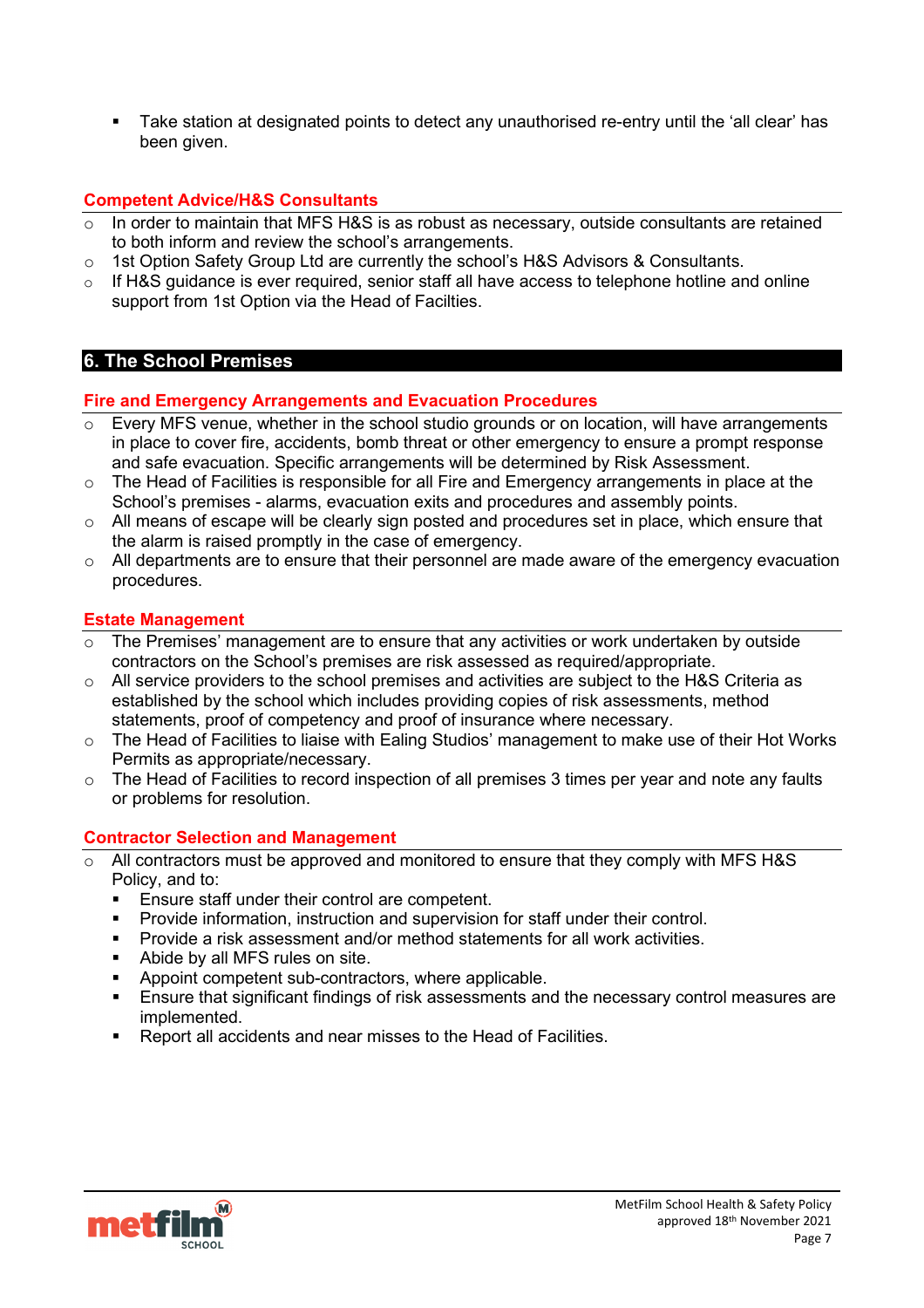- Take station at designated points to detect any unauthorised re-entry until the 'all clear' has been given.

### Competent Advice/H&S Consultants

- In order to maintain that MFS H&S is as robust as necessary, outside consultants are retained to both inform and review the school's arrangements.
- 1st Option Safety Group Ltd are currently the school's H&S Advisors & Consultants.
- If H&S guidance is ever required, senior staff all have access to telephone hotline and online support from 1st Option via the Head of Facilties.

## 6. The School Premises

### Fire and Emergency Arrangements and Evacuation Procedures

- Every MFS venue, whether in the school studio grounds or on location, will have arrangements in place to cover fire, accidents, bomb threat or other emergency to ensure a prompt response and safe evacuation. Specific arrangements will be determined by Risk Assessment.
- The Head of Facilities is responsible for all Fire and Emergency arrangements in place at the School's premises - alarms, evacuation exits and procedures and assembly points.
- All means of escape will be clearly sign posted and procedures set in place, which ensure that the alarm is raised promptly in the case of emergency.
- All departments are to ensure that their personnel are made aware of the emergency evacuation procedures.

### Estate Management

- The Premises' management are to ensure that any activities or work undertaken by outside contractors on the School's premises are risk assessed as required/appropriate.
- All service providers to the school premises and activities are subject to the H&S Criteria as established by the school which includes providing copies of risk assessments, method statements, proof of competency and proof of insurance where necessary.
- The Head of Facilities to liaise with Ealing Studios' management to make use of their Hot Works Permits as appropriate/necessary.
- The Head of Facilities to record inspection of all premises 3 times per year and note any faults or problems for resolution.

### Contractor Selection and Management

- All contractors must be approved and monitored to ensure that they comply with MFS H&S Policy, and to:
  - Ensure staff under their control are competent.
  - Provide information, instruction and supervision for staff under their control.
  - Provide a risk assessment and/or method statements for all work activities.
  - Abide by all MFS rules on site.
  - Appoint competent sub-contractors, where applicable.
  - Ensure that significant findings of risk assessments and the necessary control measures are implemented.
  - Report all accidents and near misses to the Head of Facilities.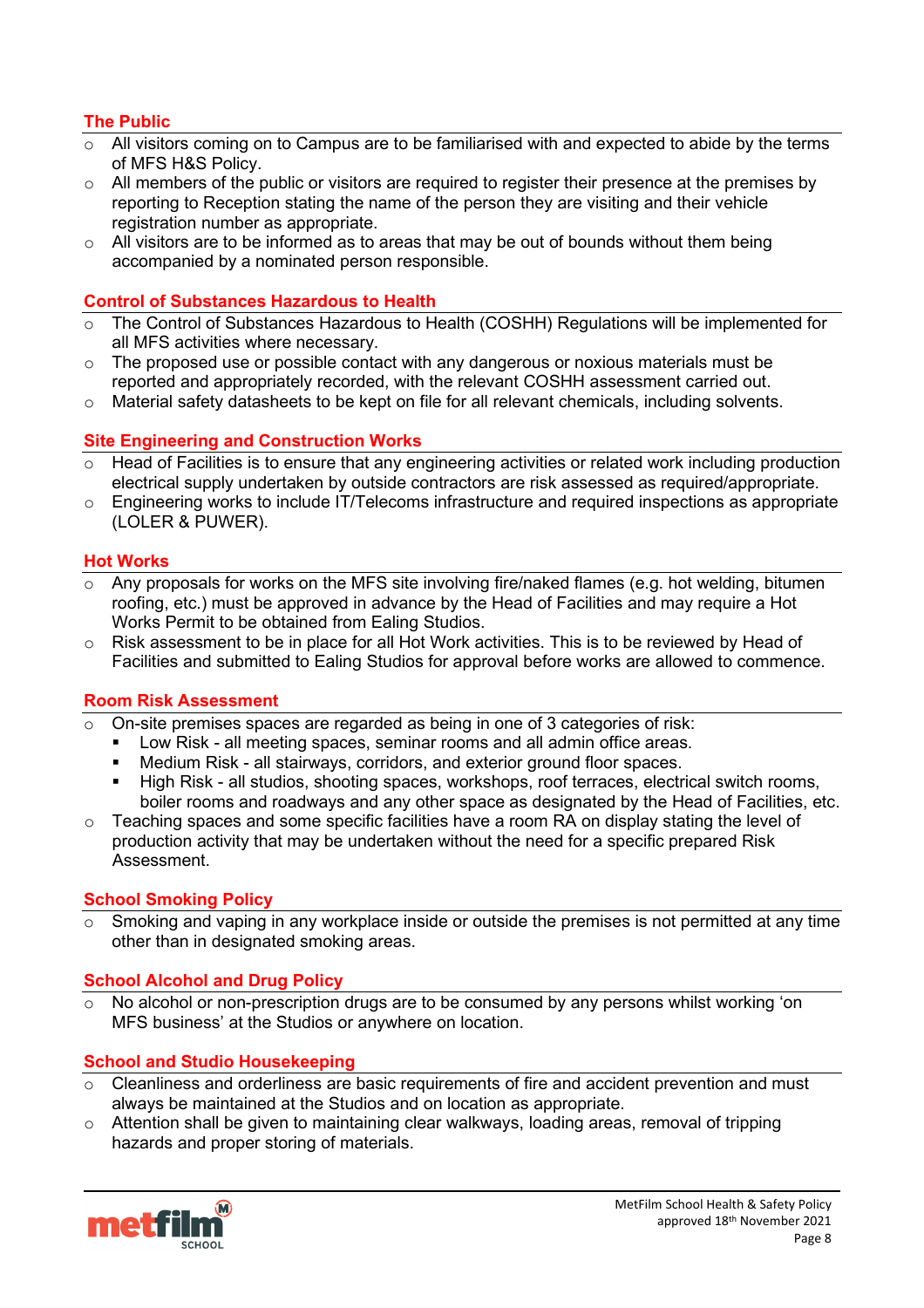### The Public

- All visitors coming on to Campus are to be familiarised with and expected to abide by the terms of MFS H&S Policy.
- All members of the public or visitors are required to register their presence at the premises by reporting to Reception stating the name of the person they are visiting and their vehicle registration number as appropriate.
- All visitors are to be informed as to areas that may be out of bounds without them being accompanied by a nominated person responsible.

### Control of Substances Hazardous to Health

- The Control of Substances Hazardous to Health (COSHH) Regulations will be implemented for all MFS activities where necessary.
- The proposed use or possible contact with any dangerous or noxious materials must be reported and appropriately recorded, with the relevant COSHH assessment carried out.
- Material safety datasheets to be kept on file for all relevant chemicals, including solvents.

### Site Engineering and Construction Works

- Head of Facilities is to ensure that any engineering activities or related work including production electrical supply undertaken by outside contractors are risk assessed as required/appropriate.
- Engineering works to include IT/Telecoms infrastructure and required inspections as appropriate (LOLER & PUWER).

### Hot Works

- Any proposals for works on the MFS site involving fire/naked flames (e.g. hot welding, bitumen roofing, etc.) must be approved in advance by the Head of Facilities and may require a Hot Works Permit to be obtained from Ealing Studios.
- Risk assessment to be in place for all Hot Work activities. This is to be reviewed by Head of Facilities and submitted to Ealing Studios for approval before works are allowed to commence.

### Room Risk Assessment

- On-site premises spaces are regarded as being in one of 3 categories of risk:
  - Low Risk - all meeting spaces, seminar rooms and all admin office areas.
  - Medium Risk - all stairways, corridors, and exterior ground floor spaces.
  - High Risk - all studios, shooting spaces, workshops, roof terraces, electrical switch rooms, boiler rooms and roadways and any other space as designated by the Head of Facilities, etc.
- Teaching spaces and some specific facilities have a room RA on display stating the level of production activity that may be undertaken without the need for a specific prepared Risk Assessment.

### School Smoking Policy

- Smoking and vaping in any workplace inside or outside the premises is not permitted at any time other than in designated smoking areas.

### School Alcohol and Drug Policy

- No alcohol or non-prescription drugs are to be consumed by any persons whilst working 'on MFS business' at the Studios or anywhere on location.

### School and Studio Housekeeping

- Cleanliness and orderliness are basic requirements of fire and accident prevention and must always be maintained at the Studios and on location as appropriate.
- Attention shall be given to maintaining clear walkways, loading areas, removal of tripping hazards and proper storing of materials.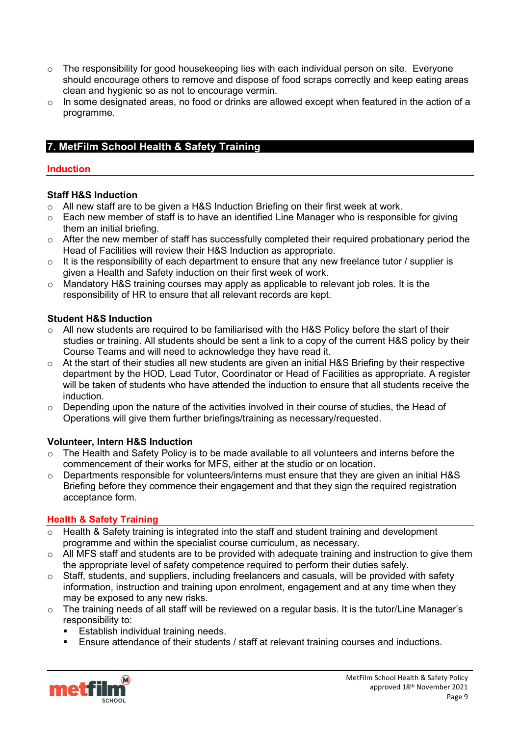- The responsibility for good housekeeping lies with each individual person on site. Everyone should encourage others to remove and dispose of food scraps correctly and keep eating areas clean and hygienic so as not to encourage vermin.
- In some designated areas, no food or drinks are allowed except when featured in the action of a programme.

## 7. MetFilm School Health & Safety Training

### Induction

#### Staff H&S Induction

- All new staff are to be given a H&S Induction Briefing on their first week at work.
- Each new member of staff is to have an identified Line Manager who is responsible for giving them an initial briefing.
- After the new member of staff has successfully completed their required probationary period the Head of Facilities will review their H&S Induction as appropriate.
- It is the responsibility of each department to ensure that any new freelance tutor / supplier is given a Health and Safety induction on their first week of work.
- Mandatory H&S training courses may apply as applicable to relevant job roles. It is the responsibility of HR to ensure that all relevant records are kept.

#### Student H&S Induction

- All new students are required to be familiarised with the H&S Policy before the start of their studies or training. All students should be sent a link to a copy of the current H&S policy by their Course Teams and will need to acknowledge they have read it.
- At the start of their studies all new students are given an initial H&S Briefing by their respective department by the HOD, Lead Tutor, Coordinator or Head of Facilities as appropriate. A register will be taken of students who have attended the induction to ensure that all students receive the induction.
- Depending upon the nature of the activities involved in their course of studies, the Head of Operations will give them further briefings/training as necessary/requested.

#### Volunteer, Intern H&S Induction

- The Health and Safety Policy is to be made available to all volunteers and interns before the commencement of their works for MFS, either at the studio or on location.
- Departments responsible for volunteers/interns must ensure that they are given an initial H&S Briefing before they commence their engagement and that they sign the required registration acceptance form.

### Health & Safety Training

- Health & Safety training is integrated into the staff and student training and development programme and within the specialist course curriculum, as necessary.
- All MFS staff and students are to be provided with adequate training and instruction to give them the appropriate level of safety competence required to perform their duties safely.
- Staff, students, and suppliers, including freelancers and casuals, will be provided with safety information, instruction and training upon enrolment, engagement and at any time when they may be exposed to any new risks.
- The training needs of all staff will be reviewed on a regular basis. It is the tutor/Line Manager's responsibility to:
  - Establish individual training needs.
  - Ensure attendance of their students / staff at relevant training courses and inductions.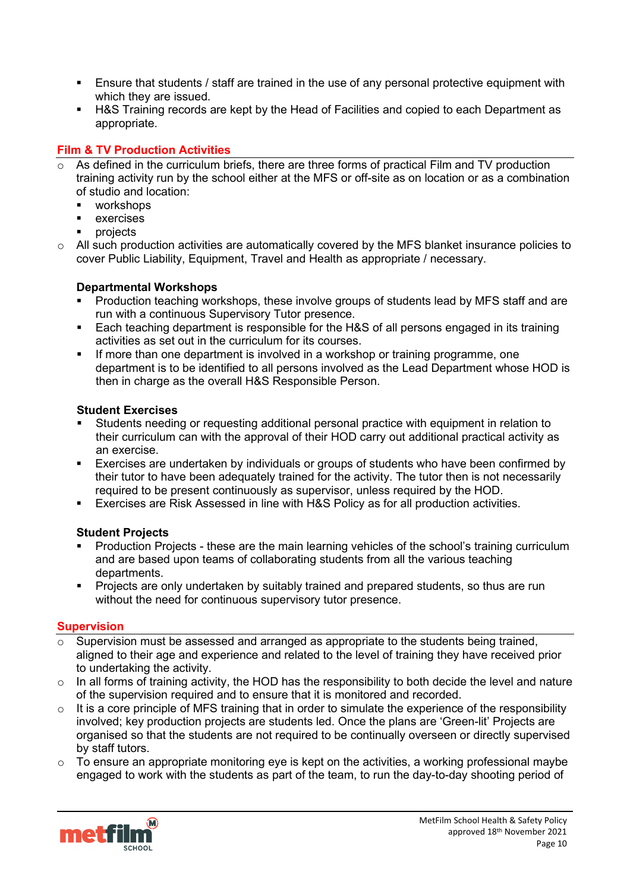- Ensure that students / staff are trained in the use of any personal protective equipment with which they are issued.
- H&S Training records are kept by the Head of Facilities and copied to each Department as appropriate.

## Film & TV Production Activities

- As defined in the curriculum briefs, there are three forms of practical Film and TV production training activity run by the school either at the MFS or off-site as on location or as a combination of studio and location:
  - workshops
  - exercises
  - projects
- All such production activities are automatically covered by the MFS blanket insurance policies to cover Public Liability, Equipment, Travel and Health as appropriate / necessary.

### Departmental Workshops

- Production teaching workshops, these involve groups of students lead by MFS staff and are run with a continuous Supervisory Tutor presence.
- Each teaching department is responsible for the H&S of all persons engaged in its training activities as set out in the curriculum for its courses.
- If more than one department is involved in a workshop or training programme, one department is to be identified to all persons involved as the Lead Department whose HOD is then in charge as the overall H&S Responsible Person.

### Student Exercises

- Students needing or requesting additional personal practice with equipment in relation to their curriculum can with the approval of their HOD carry out additional practical activity as an exercise.
- Exercises are undertaken by individuals or groups of students who have been confirmed by their tutor to have been adequately trained for the activity. The tutor then is not necessarily required to be present continuously as supervisor, unless required by the HOD.
- Exercises are Risk Assessed in line with H&S Policy as for all production activities.

### Student Projects

- Production Projects - these are the main learning vehicles of the school's training curriculum and are based upon teams of collaborating students from all the various teaching departments.
- Projects are only undertaken by suitably trained and prepared students, so thus are run without the need for continuous supervisory tutor presence.

## Supervision

- Supervision must be assessed and arranged as appropriate to the students being trained, aligned to their age and experience and related to the level of training they have received prior to undertaking the activity.
- In all forms of training activity, the HOD has the responsibility to both decide the level and nature of the supervision required and to ensure that it is monitored and recorded.
- It is a core principle of MFS training that in order to simulate the experience of the responsibility involved; key production projects are students led. Once the plans are 'Green-lit' Projects are organised so that the students are not required to be continually overseen or directly supervised by staff tutors.
- To ensure an appropriate monitoring eye is kept on the activities, a working professional maybe engaged to work with the students as part of the team, to run the day-to-day shooting period of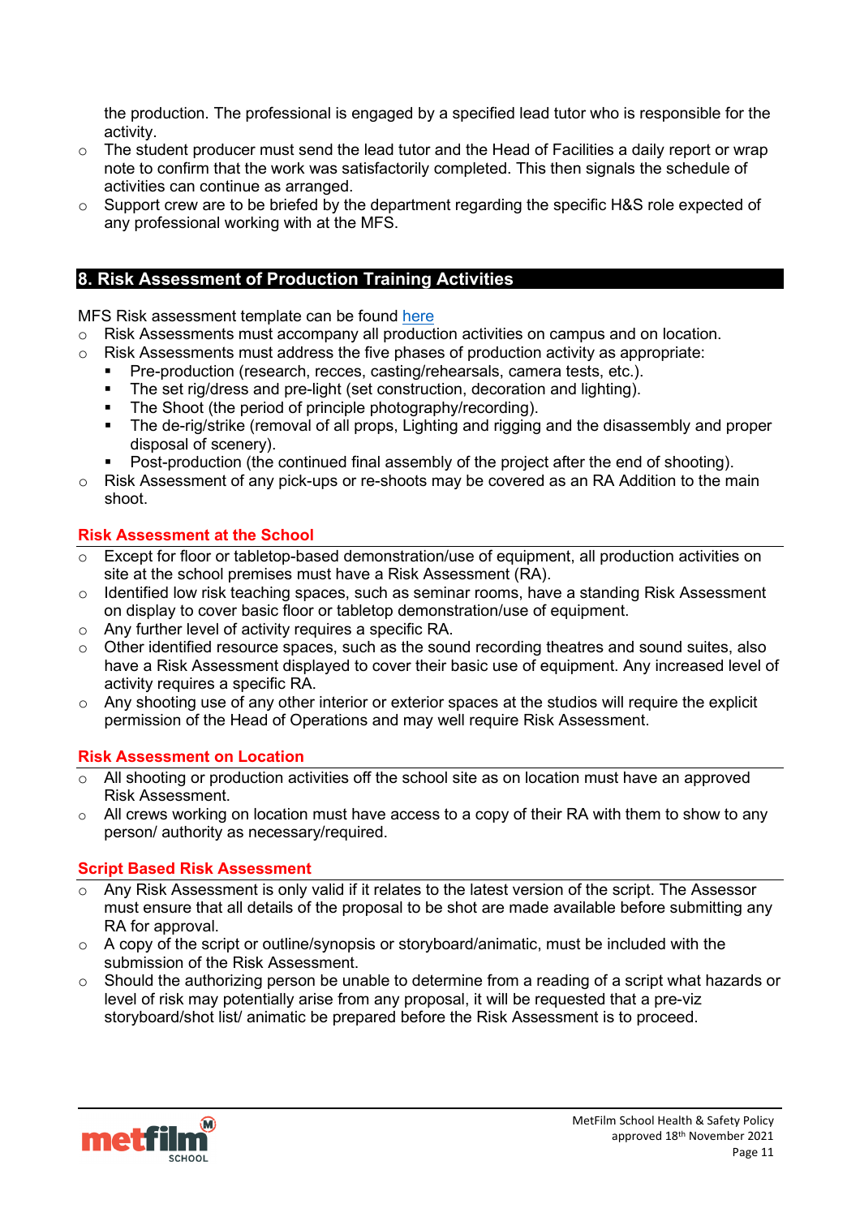the production. The professional is engaged by a specified lead tutor who is responsible for the activity.

- The student producer must send the lead tutor and the Head of Facilities a daily report or wrap note to confirm that the work was satisfactorily completed. This then signals the schedule of activities can continue as arranged.
- Support crew are to be briefed by the department regarding the specific H&S role expected of any professional working with at the MFS.

## 8. Risk Assessment of Production Training Activities

MFS Risk assessment template can be found here

- Risk Assessments must accompany all production activities on campus and on location.
- Risk Assessments must address the five phases of production activity as appropriate:
  - Pre-production (research, recces, casting/rehearsals, camera tests, etc.).
  - The set rig/dress and pre-light (set construction, decoration and lighting).
  - The Shoot (the period of principle photography/recording).
  - The de-rig/strike (removal of all props, Lighting and rigging and the disassembly and proper disposal of scenery).
  - Post-production (the continued final assembly of the project after the end of shooting).
- Risk Assessment of any pick-ups or re-shoots may be covered as an RA Addition to the main shoot.

### Risk Assessment at the School

- Except for floor or tabletop-based demonstration/use of equipment, all production activities on site at the school premises must have a Risk Assessment (RA).
- Identified low risk teaching spaces, such as seminar rooms, have a standing Risk Assessment on display to cover basic floor or tabletop demonstration/use of equipment.
- Any further level of activity requires a specific RA.
- Other identified resource spaces, such as the sound recording theatres and sound suites, also have a Risk Assessment displayed to cover their basic use of equipment. Any increased level of activity requires a specific RA.
- Any shooting use of any other interior or exterior spaces at the studios will require the explicit permission of the Head of Operations and may well require Risk Assessment.

### Risk Assessment on Location

- All shooting or production activities off the school site as on location must have an approved Risk Assessment.
- All crews working on location must have access to a copy of their RA with them to show to any person/ authority as necessary/required.

### Script Based Risk Assessment

- Any Risk Assessment is only valid if it relates to the latest version of the script. The Assessor must ensure that all details of the proposal to be shot are made available before submitting any RA for approval.
- A copy of the script or outline/synopsis or storyboard/animatic, must be included with the submission of the Risk Assessment.
- Should the authorizing person be unable to determine from a reading of a script what hazards or level of risk may potentially arise from any proposal, it will be requested that a pre-viz storyboard/shot list/ animatic be prepared before the Risk Assessment is to proceed.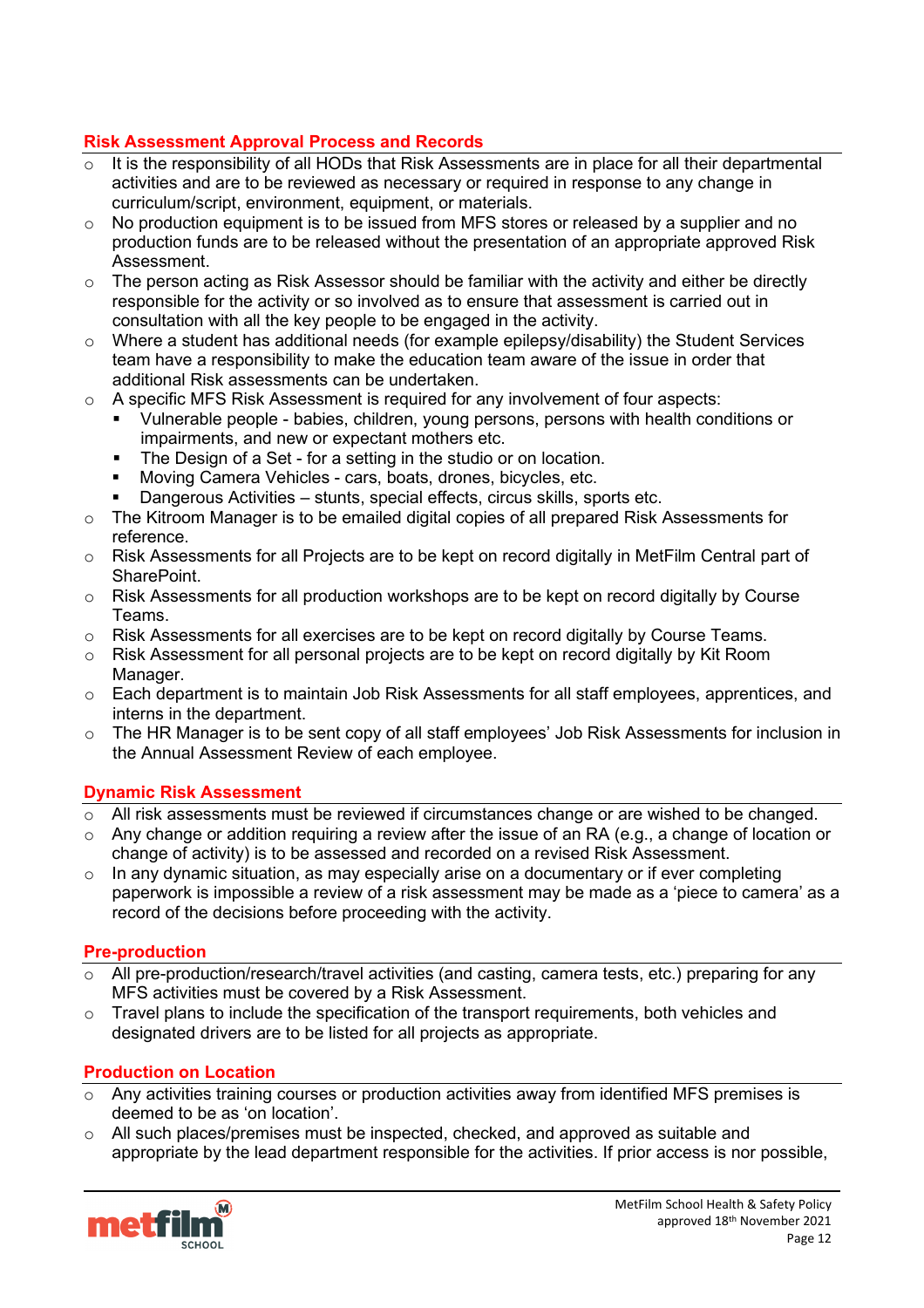### Risk Assessment Approval Process and Records

- It is the responsibility of all HODs that Risk Assessments are in place for all their departmental activities and are to be reviewed as necessary or required in response to any change in curriculum/script, environment, equipment, or materials.
- No production equipment is to be issued from MFS stores or released by a supplier and no production funds are to be released without the presentation of an appropriate approved Risk Assessment.
- The person acting as Risk Assessor should be familiar with the activity and either be directly responsible for the activity or so involved as to ensure that assessment is carried out in consultation with all the key people to be engaged in the activity.
- Where a student has additional needs (for example epilepsy/disability) the Student Services team have a responsibility to make the education team aware of the issue in order that additional Risk assessments can be undertaken.
- A specific MFS Risk Assessment is required for any involvement of four aspects:
  - Vulnerable people - babies, children, young persons, persons with health conditions or impairments, and new or expectant mothers etc.
  - The Design of a Set - for a setting in the studio or on location.
  - Moving Camera Vehicles - cars, boats, drones, bicycles, etc.
  - Dangerous Activities – stunts, special effects, circus skills, sports etc.
- The Kitroom Manager is to be emailed digital copies of all prepared Risk Assessments for reference.
- Risk Assessments for all Projects are to be kept on record digitally in MetFilm Central part of SharePoint.
- Risk Assessments for all production workshops are to be kept on record digitally by Course Teams.
- Risk Assessments for all exercises are to be kept on record digitally by Course Teams.
- Risk Assessment for all personal projects are to be kept on record digitally by Kit Room Manager.
- Each department is to maintain Job Risk Assessments for all staff employees, apprentices, and interns in the department.
- The HR Manager is to be sent copy of all staff employees' Job Risk Assessments for inclusion in the Annual Assessment Review of each employee.

### Dynamic Risk Assessment

- All risk assessments must be reviewed if circumstances change or are wished to be changed.
- Any change or addition requiring a review after the issue of an RA (e.g., a change of location or change of activity) is to be assessed and recorded on a revised Risk Assessment.
- In any dynamic situation, as may especially arise on a documentary or if ever completing paperwork is impossible a review of a risk assessment may be made as a 'piece to camera' as a record of the decisions before proceeding with the activity.

### Pre-production

- All pre-production/research/travel activities (and casting, camera tests, etc.) preparing for any MFS activities must be covered by a Risk Assessment.
- Travel plans to include the specification of the transport requirements, both vehicles and designated drivers are to be listed for all projects as appropriate.

### Production on Location

- Any activities training courses or production activities away from identified MFS premises is deemed to be as 'on location'.
- All such places/premises must be inspected, checked, and approved as suitable and appropriate by the lead department responsible for the activities. If prior access is nor possible,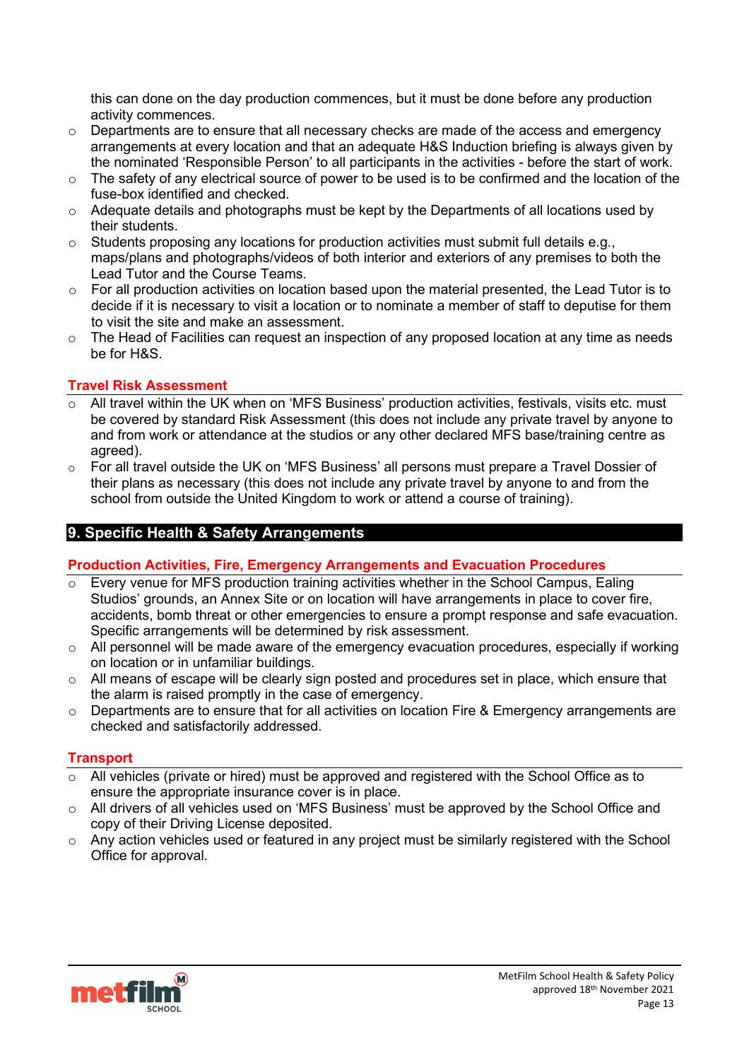this can done on the day production commences, but it must be done before any production activity commences.

- Departments are to ensure that all necessary checks are made of the access and emergency arrangements at every location and that an adequate H&S Induction briefing is always given by the nominated 'Responsible Person' to all participants in the activities - before the start of work.
- The safety of any electrical source of power to be used is to be confirmed and the location of the fuse-box identified and checked.
- Adequate details and photographs must be kept by the Departments of all locations used by their students.
- Students proposing any locations for production activities must submit full details e.g., maps/plans and photographs/videos of both interior and exteriors of any premises to both the Lead Tutor and the Course Teams.
- For all production activities on location based upon the material presented, the Lead Tutor is to decide if it is necessary to visit a location or to nominate a member of staff to deputise for them to visit the site and make an assessment.
- The Head of Facilities can request an inspection of any proposed location at any time as needs be for H&S.

### Travel Risk Assessment

- All travel within the UK when on 'MFS Business' production activities, festivals, visits etc. must be covered by standard Risk Assessment (this does not include any private travel by anyone to and from work or attendance at the studios or any other declared MFS base/training centre as agreed).
- For all travel outside the UK on 'MFS Business' all persons must prepare a Travel Dossier of their plans as necessary (this does not include any private travel by anyone to and from the school from outside the United Kingdom to work or attend a course of training).

## 9. Specific Health & Safety Arrangements

### Production Activities, Fire, Emergency Arrangements and Evacuation Procedures

- Every venue for MFS production training activities whether in the School Campus, Ealing Studios' grounds, an Annex Site or on location will have arrangements in place to cover fire, accidents, bomb threat or other emergencies to ensure a prompt response and safe evacuation. Specific arrangements will be determined by risk assessment.
- All personnel will be made aware of the emergency evacuation procedures, especially if working on location or in unfamiliar buildings.
- All means of escape will be clearly sign posted and procedures set in place, which ensure that the alarm is raised promptly in the case of emergency.
- Departments are to ensure that for all activities on location Fire & Emergency arrangements are checked and satisfactorily addressed.

### Transport

- All vehicles (private or hired) must be approved and registered with the School Office as to ensure the appropriate insurance cover is in place.
- All drivers of all vehicles used on 'MFS Business' must be approved by the School Office and copy of their Driving License deposited.
- Any action vehicles used or featured in any project must be similarly registered with the School Office for approval.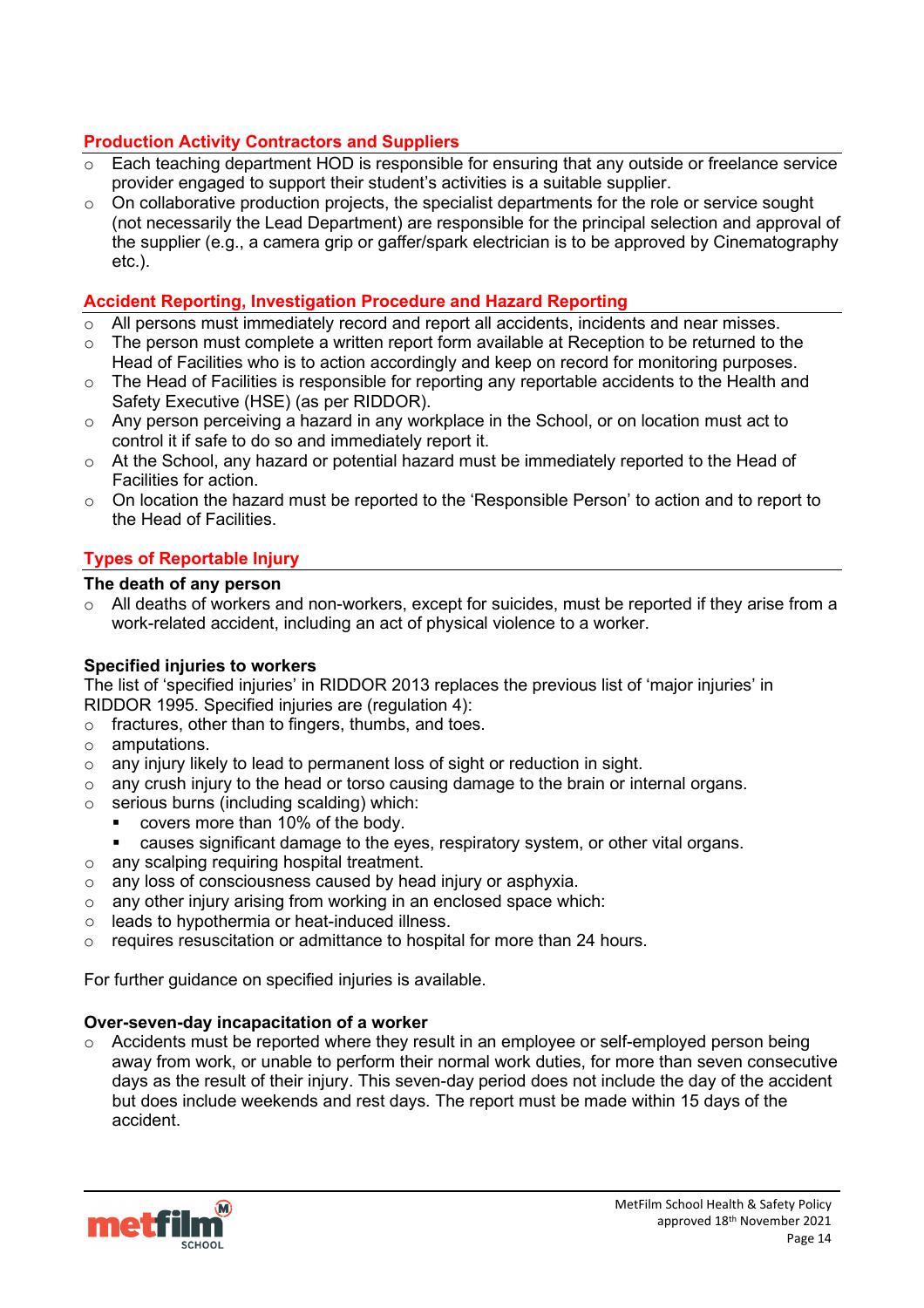## Production Activity Contractors and Suppliers

- Each teaching department HOD is responsible for ensuring that any outside or freelance service provider engaged to support their student's activities is a suitable supplier.
- On collaborative production projects, the specialist departments for the role or service sought (not necessarily the Lead Department) are responsible for the principal selection and approval of the supplier (e.g., a camera grip or gaffer/spark electrician is to be approved by Cinematography etc.).

## Accident Reporting, Investigation Procedure and Hazard Reporting

- All persons must immediately record and report all accidents, incidents and near misses.
- The person must complete a written report form available at Reception to be returned to the Head of Facilities who is to action accordingly and keep on record for monitoring purposes.
- The Head of Facilities is responsible for reporting any reportable accidents to the Health and Safety Executive (HSE) (as per RIDDOR).
- Any person perceiving a hazard in any workplace in the School, or on location must act to control it if safe to do so and immediately report it.
- At the School, any hazard or potential hazard must be immediately reported to the Head of Facilities for action.
- On location the hazard must be reported to the 'Responsible Person' to action and to report to the Head of Facilities.

## Types of Reportable Injury

### The death of any person

- All deaths of workers and non-workers, except for suicides, must be reported if they arise from a work-related accident, including an act of physical violence to a worker.

### Specified injuries to workers

The list of 'specified injuries' in RIDDOR 2013 replaces the previous list of 'major injuries' in RIDDOR 1995. Specified injuries are (regulation 4):

- fractures, other than to fingers, thumbs, and toes.
- amputations.
- any injury likely to lead to permanent loss of sight or reduction in sight.
- any crush injury to the head or torso causing damage to the brain or internal organs.
- serious burns (including scalding) which:
  - covers more than 10% of the body.
  - causes significant damage to the eyes, respiratory system, or other vital organs.
- any scalping requiring hospital treatment.
- any loss of consciousness caused by head injury or asphyxia.
- any other injury arising from working in an enclosed space which:
- leads to hypothermia or heat-induced illness.
- requires resuscitation or admittance to hospital for more than 24 hours.

For further guidance on specified injuries is available.

### Over-seven-day incapacitation of a worker

- Accidents must be reported where they result in an employee or self-employed person being away from work, or unable to perform their normal work duties, for more than seven consecutive days as the result of their injury. This seven-day period does not include the day of the accident but does include weekends and rest days. The report must be made within 15 days of the accident.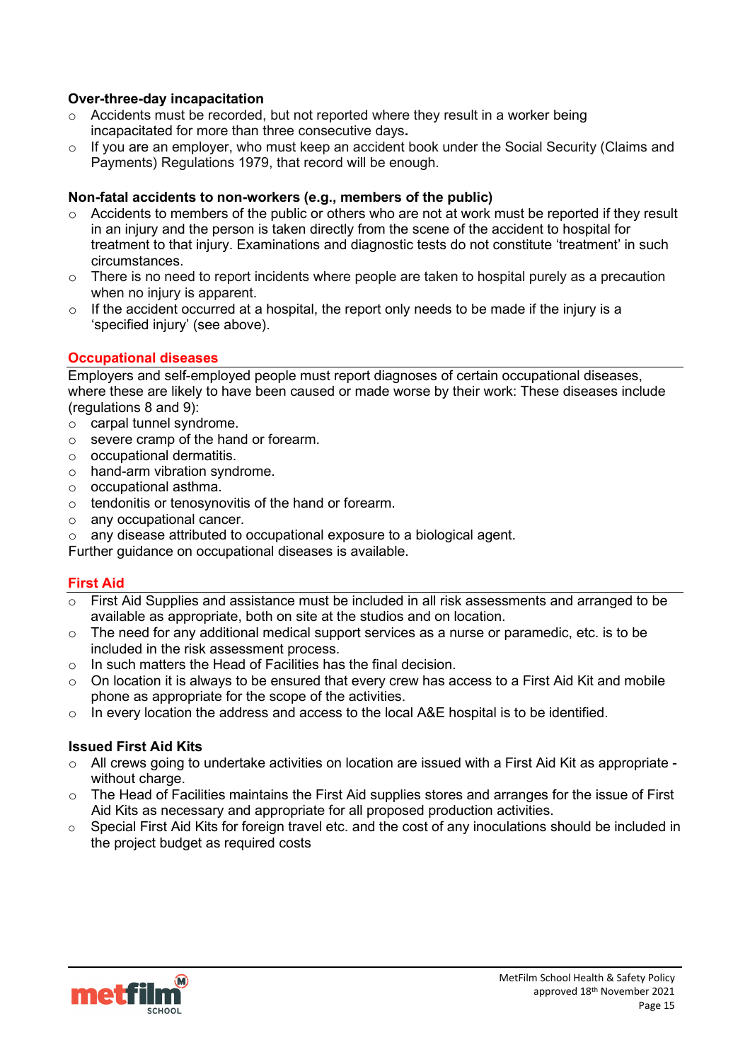#### Over-three-day incapacitation

- Accidents must be recorded, but not reported where they result in a worker being incapacitated for more than three consecutive days**.**
- If you are an employer, who must keep an accident book under the Social Security (Claims and Payments) Regulations 1979, that record will be enough.

#### Non-fatal accidents to non-workers (e.g., members of the public)

- Accidents to members of the public or others who are not at work must be reported if they result in an injury and the person is taken directly from the scene of the accident to hospital for treatment to that injury. Examinations and diagnostic tests do not constitute 'treatment' in such circumstances.
- There is no need to report incidents where people are taken to hospital purely as a precaution when no injury is apparent.
- If the accident occurred at a hospital, the report only needs to be made if the injury is a 'specified injury' (see above).

### Occupational diseases

Employers and self-employed people must report diagnoses of certain occupational diseases, where these are likely to have been caused or made worse by their work: These diseases include (regulations 8 and 9):

- carpal tunnel syndrome.
- severe cramp of the hand or forearm.
- occupational dermatitis.
- hand-arm vibration syndrome.
- occupational asthma.
- tendonitis or tenosynovitis of the hand or forearm.
- any occupational cancer.
- any disease attributed to occupational exposure to a biological agent.

Further guidance on occupational diseases is available.

### First Aid

- First Aid Supplies and assistance must be included in all risk assessments and arranged to be available as appropriate, both on site at the studios and on location.
- The need for any additional medical support services as a nurse or paramedic, etc. is to be included in the risk assessment process.
- In such matters the Head of Facilities has the final decision.
- On location it is always to be ensured that every crew has access to a First Aid Kit and mobile phone as appropriate for the scope of the activities.
- In every location the address and access to the local A&E hospital is to be identified.

#### Issued First Aid Kits

- All crews going to undertake activities on location are issued with a First Aid Kit as appropriate - without charge.
- The Head of Facilities maintains the First Aid supplies stores and arranges for the issue of First Aid Kits as necessary and appropriate for all proposed production activities.
- Special First Aid Kits for foreign travel etc. and the cost of any inoculations should be included in the project budget as required costs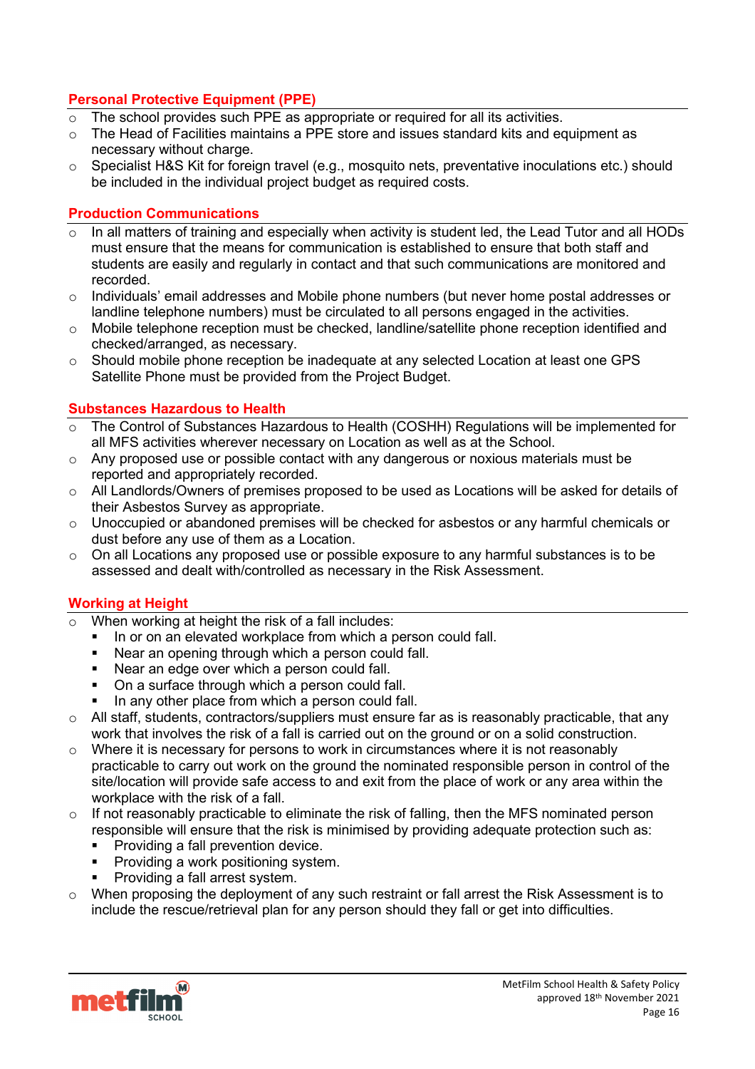### Personal Protective Equipment (PPE)

- The school provides such PPE as appropriate or required for all its activities.
- The Head of Facilities maintains a PPE store and issues standard kits and equipment as necessary without charge.
- Specialist H&S Kit for foreign travel (e.g., mosquito nets, preventative inoculations etc.) should be included in the individual project budget as required costs.

### Production Communications

- In all matters of training and especially when activity is student led, the Lead Tutor and all HODs must ensure that the means for communication is established to ensure that both staff and students are easily and regularly in contact and that such communications are monitored and recorded.
- Individuals' email addresses and Mobile phone numbers (but never home postal addresses or landline telephone numbers) must be circulated to all persons engaged in the activities.
- Mobile telephone reception must be checked, landline/satellite phone reception identified and checked/arranged, as necessary.
- Should mobile phone reception be inadequate at any selected Location at least one GPS Satellite Phone must be provided from the Project Budget.

### Substances Hazardous to Health

- The Control of Substances Hazardous to Health (COSHH) Regulations will be implemented for all MFS activities wherever necessary on Location as well as at the School.
- Any proposed use or possible contact with any dangerous or noxious materials must be reported and appropriately recorded.
- All Landlords/Owners of premises proposed to be used as Locations will be asked for details of their Asbestos Survey as appropriate.
- Unoccupied or abandoned premises will be checked for asbestos or any harmful chemicals or dust before any use of them as a Location.
- On all Locations any proposed use or possible exposure to any harmful substances is to be assessed and dealt with/controlled as necessary in the Risk Assessment.

### Working at Height

- When working at height the risk of a fall includes:
  - In or on an elevated workplace from which a person could fall.
  - Near an opening through which a person could fall.
  - Near an edge over which a person could fall.
  - On a surface through which a person could fall.
  - In any other place from which a person could fall.
- All staff, students, contractors/suppliers must ensure far as is reasonably practicable, that any work that involves the risk of a fall is carried out on the ground or on a solid construction.
- Where it is necessary for persons to work in circumstances where it is not reasonably practicable to carry out work on the ground the nominated responsible person in control of the site/location will provide safe access to and exit from the place of work or any area within the workplace with the risk of a fall.
- If not reasonably practicable to eliminate the risk of falling, then the MFS nominated person responsible will ensure that the risk is minimised by providing adequate protection such as:
  - Providing a fall prevention device.
  - Providing a work positioning system.
  - Providing a fall arrest system.
- When proposing the deployment of any such restraint or fall arrest the Risk Assessment is to include the rescue/retrieval plan for any person should they fall or get into difficulties.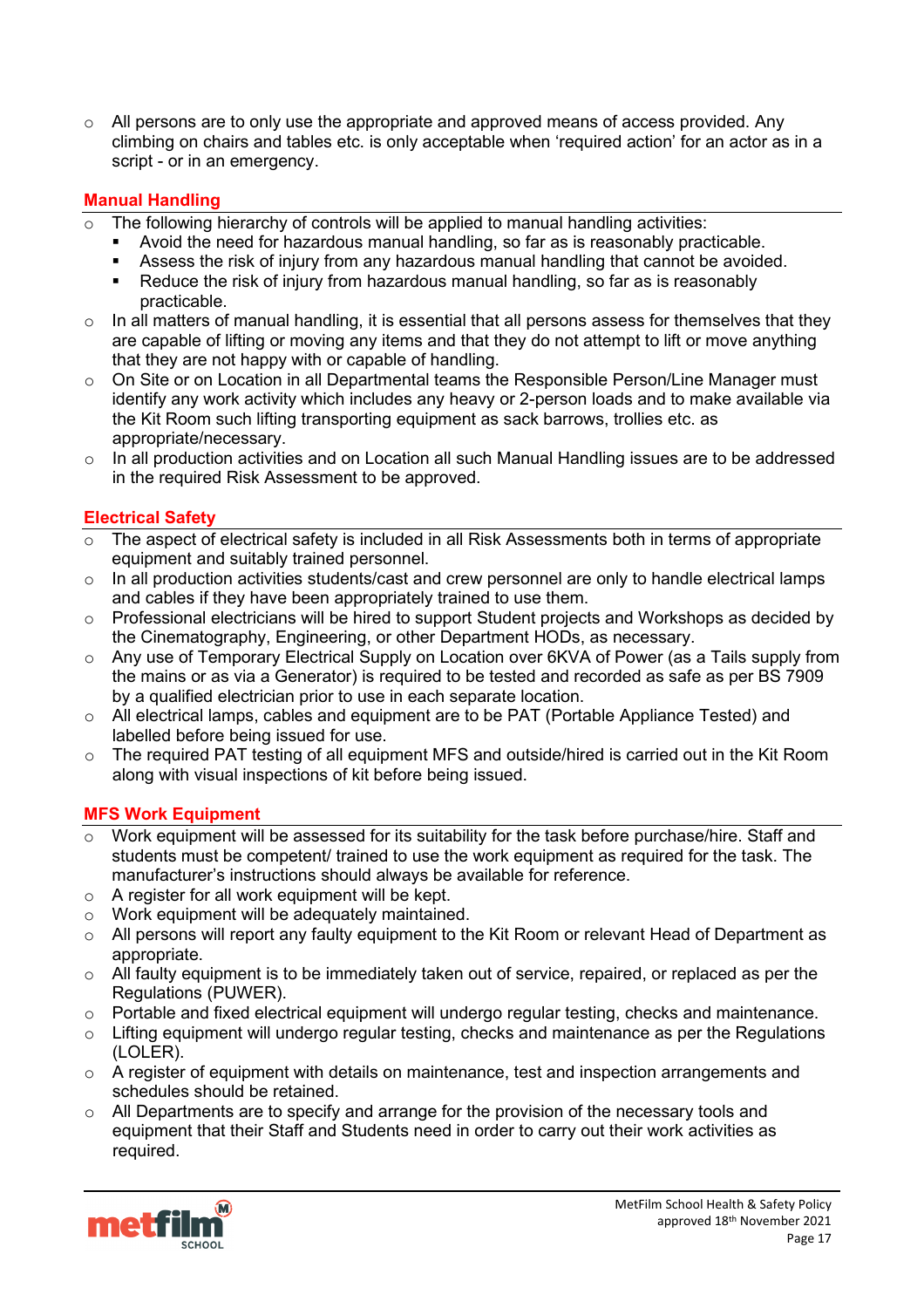- All persons are to only use the appropriate and approved means of access provided. Any climbing on chairs and tables etc. is only acceptable when 'required action' for an actor as in a script - or in an emergency.

## Manual Handling

- The following hierarchy of controls will be applied to manual handling activities:
  - Avoid the need for hazardous manual handling, so far as is reasonably practicable.
  - Assess the risk of injury from any hazardous manual handling that cannot be avoided.
  - Reduce the risk of injury from hazardous manual handling, so far as is reasonably practicable.
- In all matters of manual handling, it is essential that all persons assess for themselves that they are capable of lifting or moving any items and that they do not attempt to lift or move anything that they are not happy with or capable of handling.
- On Site or on Location in all Departmental teams the Responsible Person/Line Manager must identify any work activity which includes any heavy or 2-person loads and to make available via the Kit Room such lifting transporting equipment as sack barrows, trollies etc. as appropriate/necessary.
- In all production activities and on Location all such Manual Handling issues are to be addressed in the required Risk Assessment to be approved.

## Electrical Safety

- The aspect of electrical safety is included in all Risk Assessments both in terms of appropriate equipment and suitably trained personnel.
- In all production activities students/cast and crew personnel are only to handle electrical lamps and cables if they have been appropriately trained to use them.
- Professional electricians will be hired to support Student projects and Workshops as decided by the Cinematography, Engineering, or other Department HODs, as necessary.
- Any use of Temporary Electrical Supply on Location over 6KVA of Power (as a Tails supply from the mains or as via a Generator) is required to be tested and recorded as safe as per BS 7909 by a qualified electrician prior to use in each separate location.
- All electrical lamps, cables and equipment are to be PAT (Portable Appliance Tested) and labelled before being issued for use.
- The required PAT testing of all equipment MFS and outside/hired is carried out in the Kit Room along with visual inspections of kit before being issued.

## MFS Work Equipment

- Work equipment will be assessed for its suitability for the task before purchase/hire. Staff and students must be competent/ trained to use the work equipment as required for the task. The manufacturer's instructions should always be available for reference.
- A register for all work equipment will be kept.
- Work equipment will be adequately maintained.
- All persons will report any faulty equipment to the Kit Room or relevant Head of Department as appropriate.
- All faulty equipment is to be immediately taken out of service, repaired, or replaced as per the Regulations (PUWER).
- Portable and fixed electrical equipment will undergo regular testing, checks and maintenance.
- Lifting equipment will undergo regular testing, checks and maintenance as per the Regulations (LOLER).
- A register of equipment with details on maintenance, test and inspection arrangements and schedules should be retained.
- All Departments are to specify and arrange for the provision of the necessary tools and equipment that their Staff and Students need in order to carry out their work activities as required.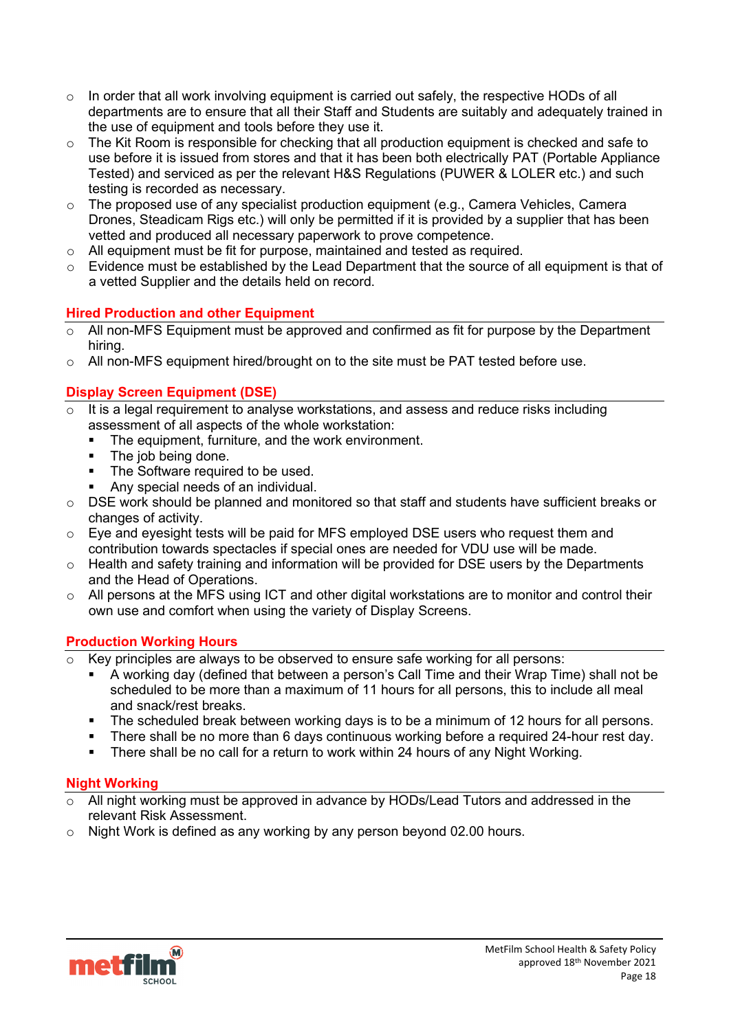- In order that all work involving equipment is carried out safely, the respective HODs of all departments are to ensure that all their Staff and Students are suitably and adequately trained in the use of equipment and tools before they use it.
- The Kit Room is responsible for checking that all production equipment is checked and safe to use before it is issued from stores and that it has been both electrically PAT (Portable Appliance Tested) and serviced as per the relevant H&S Regulations (PUWER & LOLER etc.) and such testing is recorded as necessary.
- The proposed use of any specialist production equipment (e.g., Camera Vehicles, Camera Drones, Steadicam Rigs etc.) will only be permitted if it is provided by a supplier that has been vetted and produced all necessary paperwork to prove competence.
- All equipment must be fit for purpose, maintained and tested as required.
- Evidence must be established by the Lead Department that the source of all equipment is that of a vetted Supplier and the details held on record.

## Hired Production and other Equipment

- All non-MFS Equipment must be approved and confirmed as fit for purpose by the Department hiring.
- All non-MFS equipment hired/brought on to the site must be PAT tested before use.

## Display Screen Equipment (DSE)

- It is a legal requirement to analyse workstations, and assess and reduce risks including assessment of all aspects of the whole workstation:
  - The equipment, furniture, and the work environment.
  - The job being done.
  - The Software required to be used.
  - Any special needs of an individual.
- DSE work should be planned and monitored so that staff and students have sufficient breaks or changes of activity.
- Eye and eyesight tests will be paid for MFS employed DSE users who request them and contribution towards spectacles if special ones are needed for VDU use will be made.
- Health and safety training and information will be provided for DSE users by the Departments and the Head of Operations.
- All persons at the MFS using ICT and other digital workstations are to monitor and control their own use and comfort when using the variety of Display Screens.

## Production Working Hours

- Key principles are always to be observed to ensure safe working for all persons:
  - A working day (defined that between a person's Call Time and their Wrap Time) shall not be scheduled to be more than a maximum of 11 hours for all persons, this to include all meal and snack/rest breaks.
  - The scheduled break between working days is to be a minimum of 12 hours for all persons.
  - There shall be no more than 6 days continuous working before a required 24-hour rest day.
  - There shall be no call for a return to work within 24 hours of any Night Working.

## Night Working

- All night working must be approved in advance by HODs/Lead Tutors and addressed in the relevant Risk Assessment.
- Night Work is defined as any working by any person beyond 02.00 hours.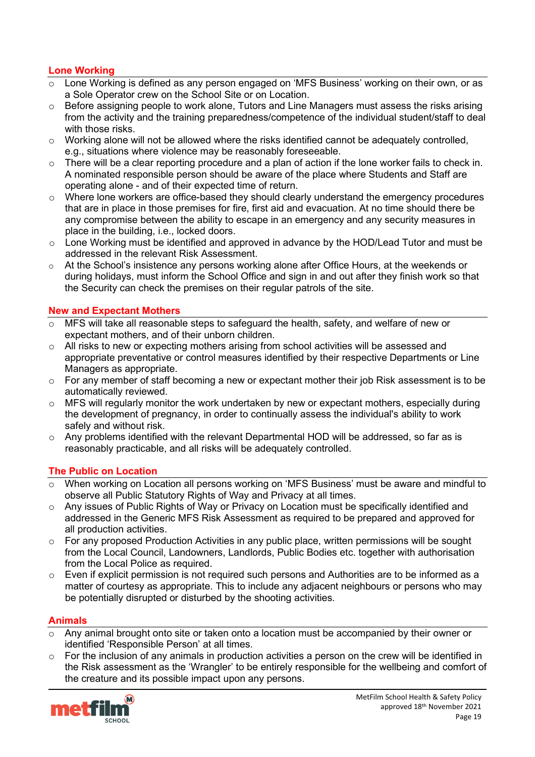## Lone Working

- Lone Working is defined as any person engaged on 'MFS Business' working on their own, or as a Sole Operator crew on the School Site or on Location.
- Before assigning people to work alone, Tutors and Line Managers must assess the risks arising from the activity and the training preparedness/competence of the individual student/staff to deal with those risks.
- Working alone will not be allowed where the risks identified cannot be adequately controlled, e.g., situations where violence may be reasonably foreseeable.
- There will be a clear reporting procedure and a plan of action if the lone worker fails to check in. A nominated responsible person should be aware of the place where Students and Staff are operating alone - and of their expected time of return.
- Where lone workers are office-based they should clearly understand the emergency procedures that are in place in those premises for fire, first aid and evacuation. At no time should there be any compromise between the ability to escape in an emergency and any security measures in place in the building, i.e., locked doors.
- Lone Working must be identified and approved in advance by the HOD/Lead Tutor and must be addressed in the relevant Risk Assessment.
- At the School's insistence any persons working alone after Office Hours, at the weekends or during holidays, must inform the School Office and sign in and out after they finish work so that the Security can check the premises on their regular patrols of the site.

## New and Expectant Mothers

- MFS will take all reasonable steps to safeguard the health, safety, and welfare of new or expectant mothers, and of their unborn children.
- All risks to new or expecting mothers arising from school activities will be assessed and appropriate preventative or control measures identified by their respective Departments or Line Managers as appropriate.
- For any member of staff becoming a new or expectant mother their job Risk assessment is to be automatically reviewed.
- MFS will regularly monitor the work undertaken by new or expectant mothers, especially during the development of pregnancy, in order to continually assess the individual's ability to work safely and without risk.
- Any problems identified with the relevant Departmental HOD will be addressed, so far as is reasonably practicable, and all risks will be adequately controlled.

## The Public on Location

- When working on Location all persons working on 'MFS Business' must be aware and mindful to observe all Public Statutory Rights of Way and Privacy at all times.
- Any issues of Public Rights of Way or Privacy on Location must be specifically identified and addressed in the Generic MFS Risk Assessment as required to be prepared and approved for all production activities.
- For any proposed Production Activities in any public place, written permissions will be sought from the Local Council, Landowners, Landlords, Public Bodies etc. together with authorisation from the Local Police as required.
- Even if explicit permission is not required such persons and Authorities are to be informed as a matter of courtesy as appropriate. This to include any adjacent neighbours or persons who may be potentially disrupted or disturbed by the shooting activities.

## Animals

- Any animal brought onto site or taken onto a location must be accompanied by their owner or identified 'Responsible Person' at all times.
- For the inclusion of any animals in production activities a person on the crew will be identified in the Risk assessment as the 'Wrangler' to be entirely responsible for the wellbeing and comfort of the creature and its possible impact upon any persons.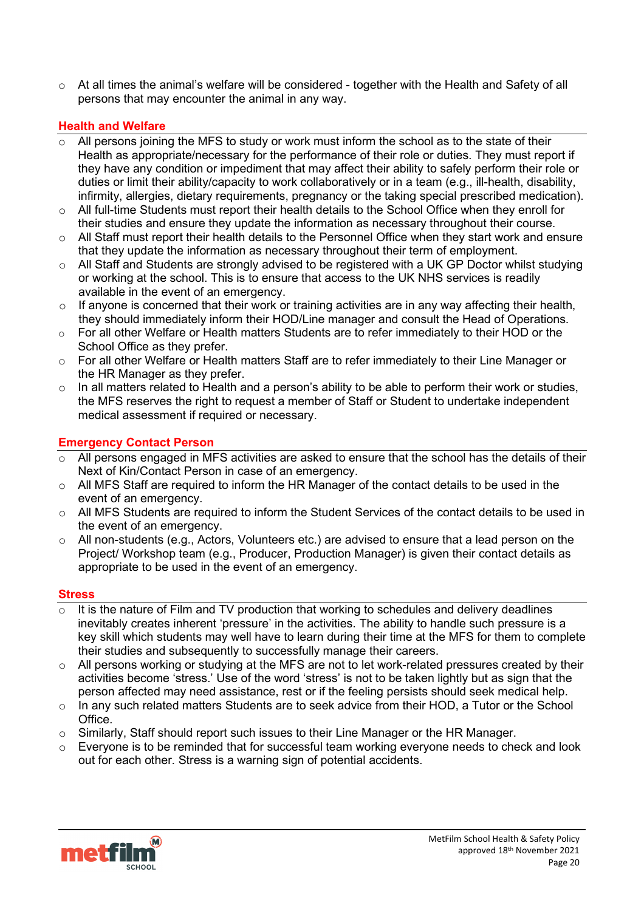- At all times the animal's welfare will be considered - together with the Health and Safety of all persons that may encounter the animal in any way.

## Health and Welfare

- All persons joining the MFS to study or work must inform the school as to the state of their Health as appropriate/necessary for the performance of their role or duties. They must report if they have any condition or impediment that may affect their ability to safely perform their role or duties or limit their ability/capacity to work collaboratively or in a team (e.g., ill-health, disability, infirmity, allergies, dietary requirements, pregnancy or the taking special prescribed medication).
- All full-time Students must report their health details to the School Office when they enroll for their studies and ensure they update the information as necessary throughout their course.
- All Staff must report their health details to the Personnel Office when they start work and ensure that they update the information as necessary throughout their term of employment.
- All Staff and Students are strongly advised to be registered with a UK GP Doctor whilst studying or working at the school. This is to ensure that access to the UK NHS services is readily available in the event of an emergency.
- If anyone is concerned that their work or training activities are in any way affecting their health, they should immediately inform their HOD/Line manager and consult the Head of Operations.
- For all other Welfare or Health matters Students are to refer immediately to their HOD or the School Office as they prefer.
- For all other Welfare or Health matters Staff are to refer immediately to their Line Manager or the HR Manager as they prefer.
- In all matters related to Health and a person's ability to be able to perform their work or studies, the MFS reserves the right to request a member of Staff or Student to undertake independent medical assessment if required or necessary.

## Emergency Contact Person

- All persons engaged in MFS activities are asked to ensure that the school has the details of their Next of Kin/Contact Person in case of an emergency.
- All MFS Staff are required to inform the HR Manager of the contact details to be used in the event of an emergency.
- All MFS Students are required to inform the Student Services of the contact details to be used in the event of an emergency.
- All non-students (e.g., Actors, Volunteers etc.) are advised to ensure that a lead person on the Project/ Workshop team (e.g., Producer, Production Manager) is given their contact details as appropriate to be used in the event of an emergency.

## Stress

- It is the nature of Film and TV production that working to schedules and delivery deadlines inevitably creates inherent 'pressure' in the activities. The ability to handle such pressure is a key skill which students may well have to learn during their time at the MFS for them to complete their studies and subsequently to successfully manage their careers.
- All persons working or studying at the MFS are not to let work-related pressures created by their activities become 'stress.' Use of the word 'stress' is not to be taken lightly but as sign that the person affected may need assistance, rest or if the feeling persists should seek medical help.
- In any such related matters Students are to seek advice from their HOD, a Tutor or the School Office.
- Similarly, Staff should report such issues to their Line Manager or the HR Manager.
- Everyone is to be reminded that for successful team working everyone needs to check and look out for each other. Stress is a warning sign of potential accidents.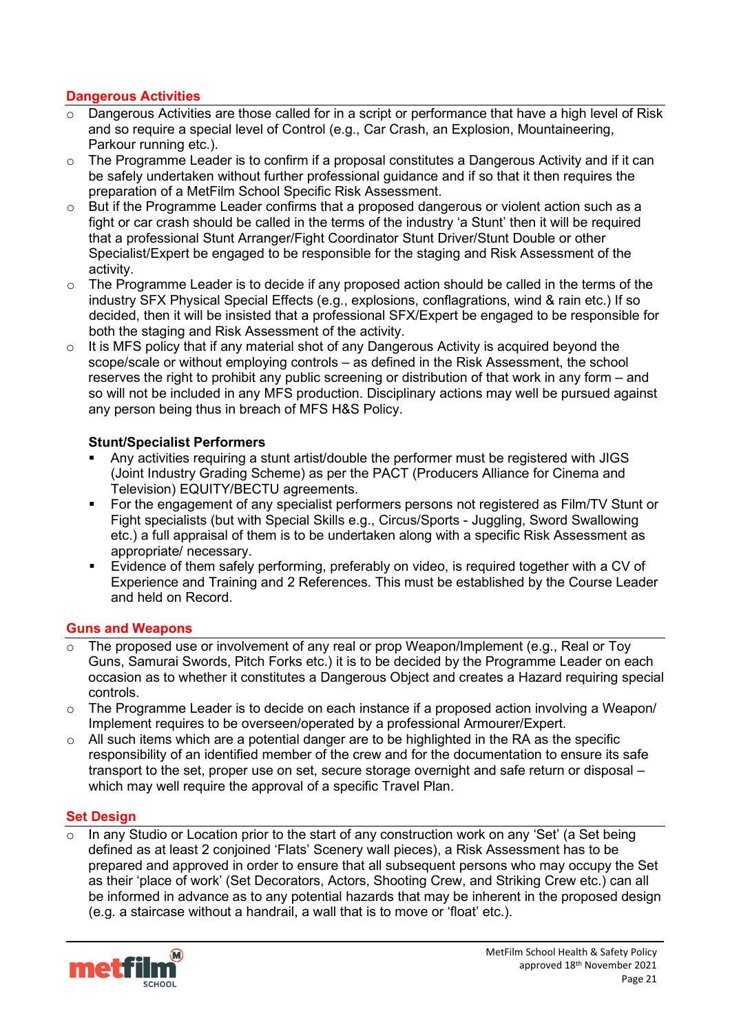## Dangerous Activities

- Dangerous Activities are those called for in a script or performance that have a high level of Risk and so require a special level of Control (e.g., Car Crash, an Explosion, Mountaineering, Parkour running etc.).
- The Programme Leader is to confirm if a proposal constitutes a Dangerous Activity and if it can be safely undertaken without further professional guidance and if so that it then requires the preparation of a MetFilm School Specific Risk Assessment.
- But if the Programme Leader confirms that a proposed dangerous or violent action such as a fight or car crash should be called in the terms of the industry 'a Stunt' then it will be required that a professional Stunt Arranger/Fight Coordinator Stunt Driver/Stunt Double or other Specialist/Expert be engaged to be responsible for the staging and Risk Assessment of the activity.
- The Programme Leader is to decide if any proposed action should be called in the terms of the industry SFX Physical Special Effects (e.g., explosions, conflagrations, wind & rain etc.) If so decided, then it will be insisted that a professional SFX/Expert be engaged to be responsible for both the staging and Risk Assessment of the activity.
- It is MFS policy that if any material shot of any Dangerous Activity is acquired beyond the scope/scale or without employing controls – as defined in the Risk Assessment, the school reserves the right to prohibit any public screening or distribution of that work in any form – and so will not be included in any MFS production. Disciplinary actions may well be pursued against any person being thus in breach of MFS H&S Policy.

**Stunt/Specialist Performers**

- Any activities requiring a stunt artist/double the performer must be registered with JIGS (Joint Industry Grading Scheme) as per the PACT (Producers Alliance for Cinema and Television) EQUITY/BECTU agreements.
- For the engagement of any specialist performers persons not registered as Film/TV Stunt or Fight specialists (but with Special Skills e.g., Circus/Sports - Juggling, Sword Swallowing etc.) a full appraisal of them is to be undertaken along with a specific Risk Assessment as appropriate/ necessary.
- Evidence of them safely performing, preferably on video, is required together with a CV of Experience and Training and 2 References. This must be established by the Course Leader and held on Record.

## Guns and Weapons

- The proposed use or involvement of any real or prop Weapon/Implement (e.g., Real or Toy Guns, Samurai Swords, Pitch Forks etc.) it is to be decided by the Programme Leader on each occasion as to whether it constitutes a Dangerous Object and creates a Hazard requiring special controls.
- The Programme Leader is to decide on each instance if a proposed action involving a Weapon/ Implement requires to be overseen/operated by a professional Armourer/Expert.
- All such items which are a potential danger are to be highlighted in the RA as the specific responsibility of an identified member of the crew and for the documentation to ensure its safe transport to the set, proper use on set, secure storage overnight and safe return or disposal – which may well require the approval of a specific Travel Plan.

## Set Design

- In any Studio or Location prior to the start of any construction work on any 'Set' (a Set being defined as at least 2 conjoined 'Flats' Scenery wall pieces), a Risk Assessment has to be prepared and approved in order to ensure that all subsequent persons who may occupy the Set as their 'place of work' (Set Decorators, Actors, Shooting Crew, and Striking Crew etc.) can all be informed in advance as to any potential hazards that may be inherent in the proposed design (e.g. a staircase without a handrail, a wall that is to move or 'float' etc.).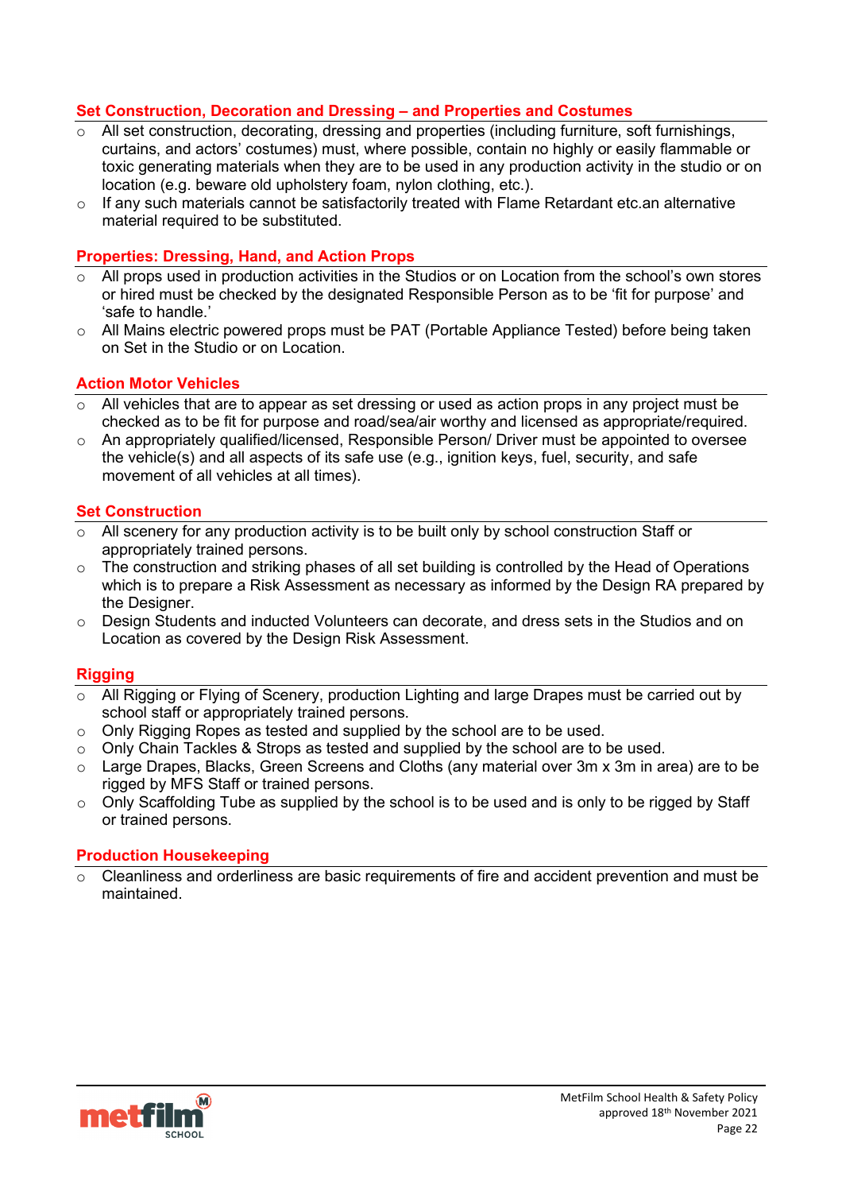## Set Construction, Decoration and Dressing – and Properties and Costumes

- All set construction, decorating, dressing and properties (including furniture, soft furnishings, curtains, and actors' costumes) must, where possible, contain no highly or easily flammable or toxic generating materials when they are to be used in any production activity in the studio or on location (e.g. beware old upholstery foam, nylon clothing, etc.).
- If any such materials cannot be satisfactorily treated with Flame Retardant etc.an alternative material required to be substituted.

## Properties: Dressing, Hand, and Action Props

- All props used in production activities in the Studios or on Location from the school's own stores or hired must be checked by the designated Responsible Person as to be 'fit for purpose' and 'safe to handle.'
- All Mains electric powered props must be PAT (Portable Appliance Tested) before being taken on Set in the Studio or on Location.

## Action Motor Vehicles

- All vehicles that are to appear as set dressing or used as action props in any project must be checked as to be fit for purpose and road/sea/air worthy and licensed as appropriate/required.
- An appropriately qualified/licensed, Responsible Person/ Driver must be appointed to oversee the vehicle(s) and all aspects of its safe use (e.g., ignition keys, fuel, security, and safe movement of all vehicles at all times).

## Set Construction

- All scenery for any production activity is to be built only by school construction Staff or appropriately trained persons.
- The construction and striking phases of all set building is controlled by the Head of Operations which is to prepare a Risk Assessment as necessary as informed by the Design RA prepared by the Designer.
- Design Students and inducted Volunteers can decorate, and dress sets in the Studios and on Location as covered by the Design Risk Assessment.

## Rigging

- All Rigging or Flying of Scenery, production Lighting and large Drapes must be carried out by school staff or appropriately trained persons.
- Only Rigging Ropes as tested and supplied by the school are to be used.
- Only Chain Tackles & Strops as tested and supplied by the school are to be used.
- Large Drapes, Blacks, Green Screens and Cloths (any material over 3m x 3m in area) are to be rigged by MFS Staff or trained persons.
- Only Scaffolding Tube as supplied by the school is to be used and is only to be rigged by Staff or trained persons.

## Production Housekeeping

- Cleanliness and orderliness are basic requirements of fire and accident prevention and must be maintained.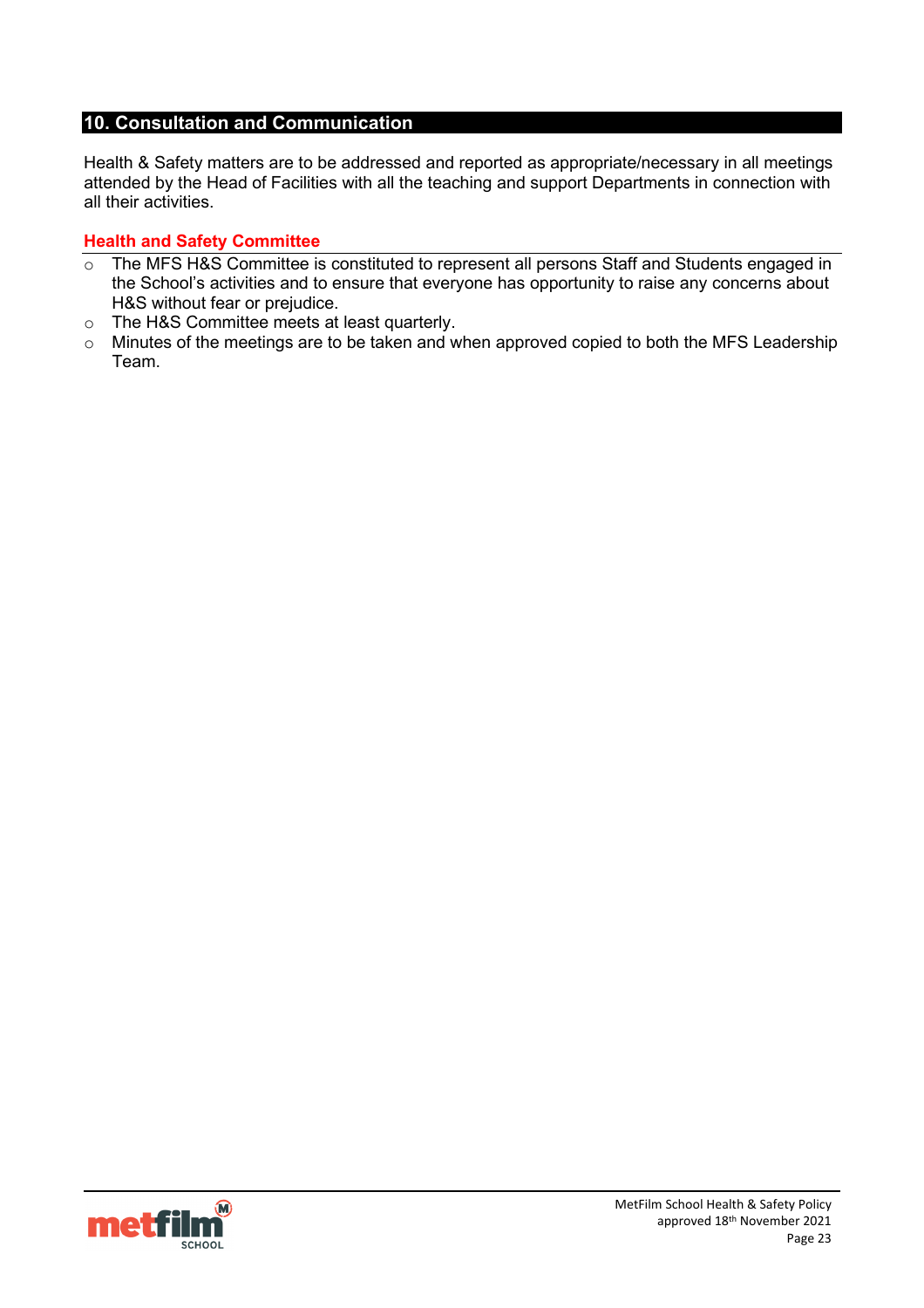## 10. Consultation and Communication

Health & Safety matters are to be addressed and reported as appropriate/necessary in all meetings attended by the Head of Facilities with all the teaching and support Departments in connection with all their activities.

### Health and Safety Committee

- The MFS H&S Committee is constituted to represent all persons Staff and Students engaged in the School's activities and to ensure that everyone has opportunity to raise any concerns about H&S without fear or prejudice.
- The H&S Committee meets at least quarterly.
- Minutes of the meetings are to be taken and when approved copied to both the MFS Leadership Team.